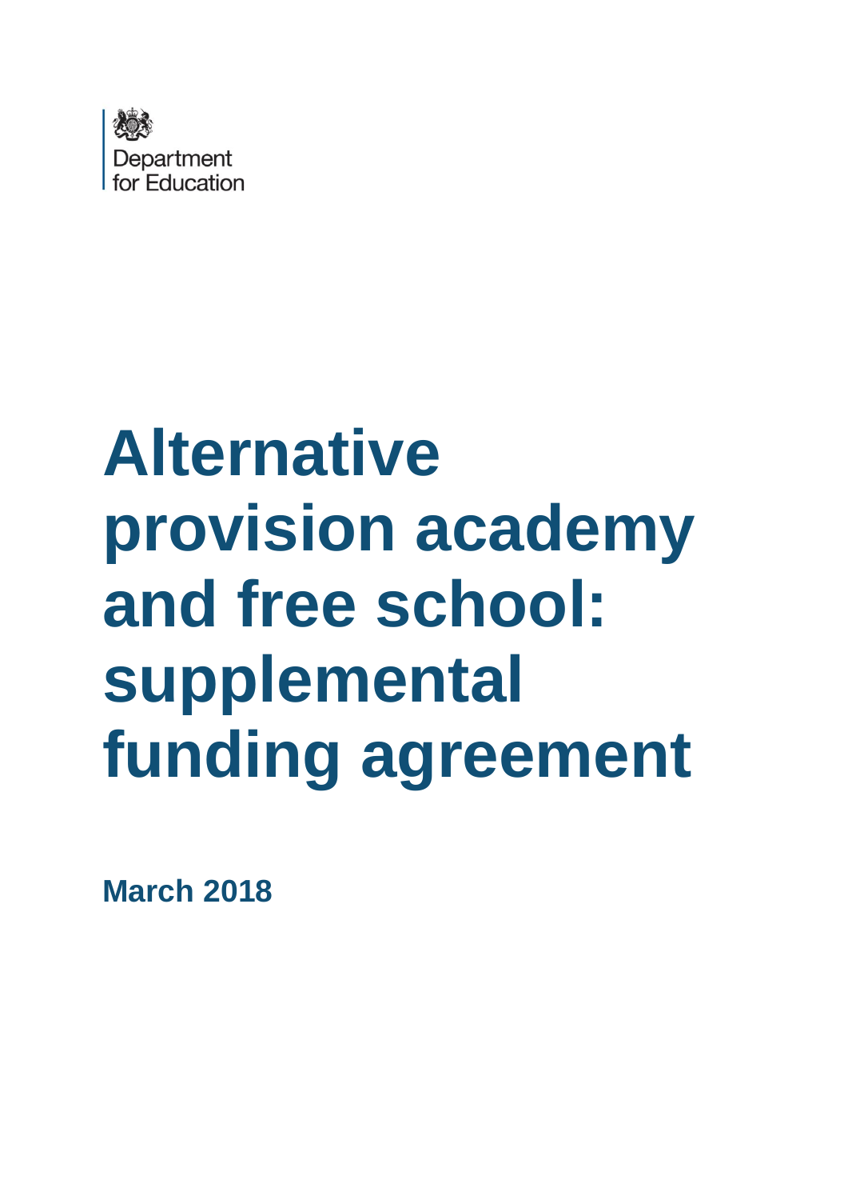Department for Education

# Alternative provision academy and free school: supplemental funding agreement

**March 2018**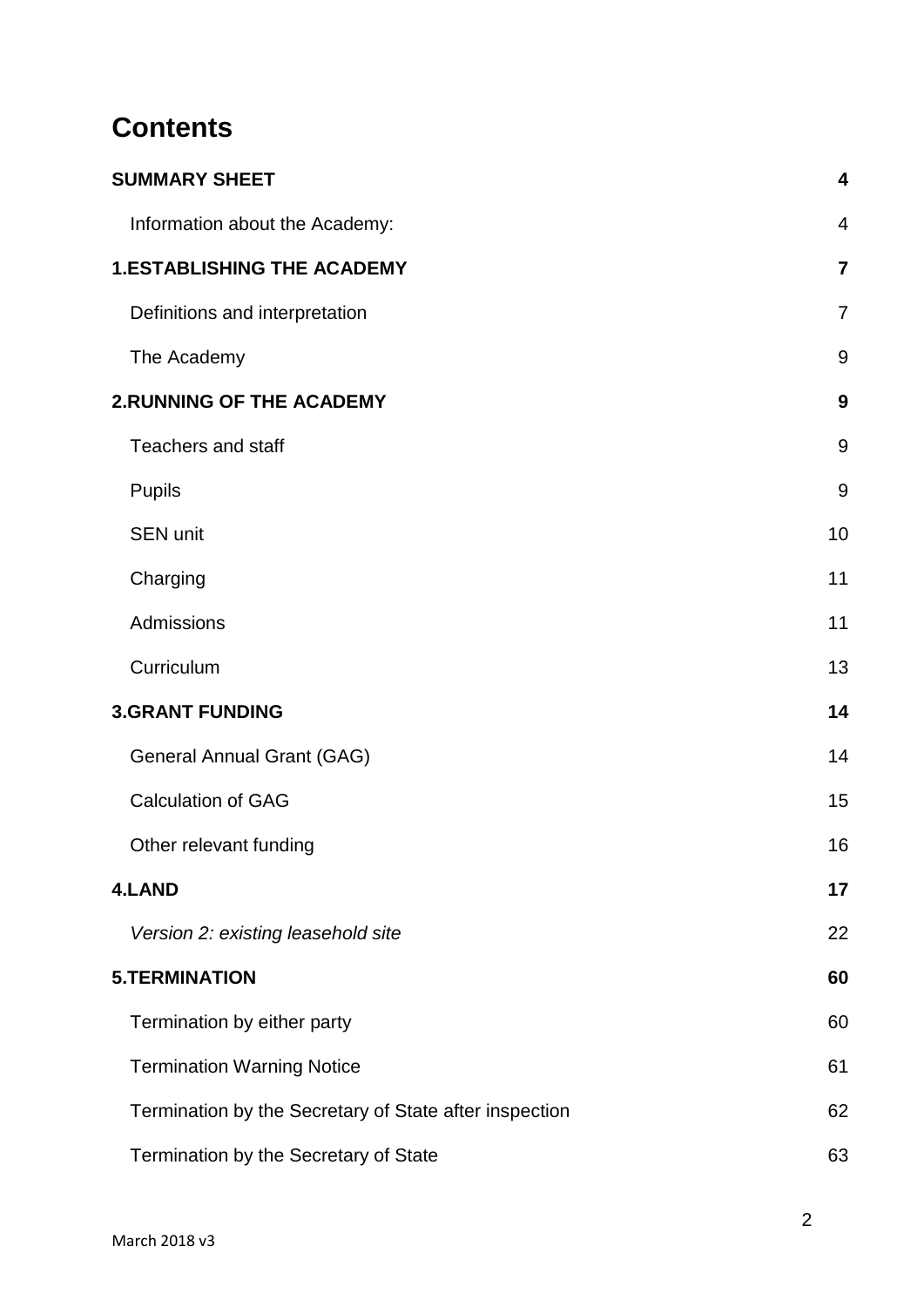# Contents

| | |
|---|---|
| **SUMMARY SHEET** | **4** |
| Information about the Academy: | 4 |
| **1.ESTABLISHING THE ACADEMY** | **7** |
| Definitions and interpretation | 7 |
| The Academy | 9 |
| **2.RUNNING OF THE ACADEMY** | **9** |
| Teachers and staff | 9 |
| Pupils | 9 |
| SEN unit | 10 |
| Charging | 11 |
| Admissions | 11 |
| Curriculum | 13 |
| **3.GRANT FUNDING** | **14** |
| General Annual Grant (GAG) | 14 |
| Calculation of GAG | 15 |
| Other relevant funding | 16 |
| **4.LAND** | **17** |
| *Version 2: existing leasehold site* | 22 |
| **5.TERMINATION** | **60** |
| Termination by either party | 60 |
| Termination Warning Notice | 61 |
| Termination by the Secretary of State after inspection | 62 |
| Termination by the Secretary of State | 63 |

March 2018 v3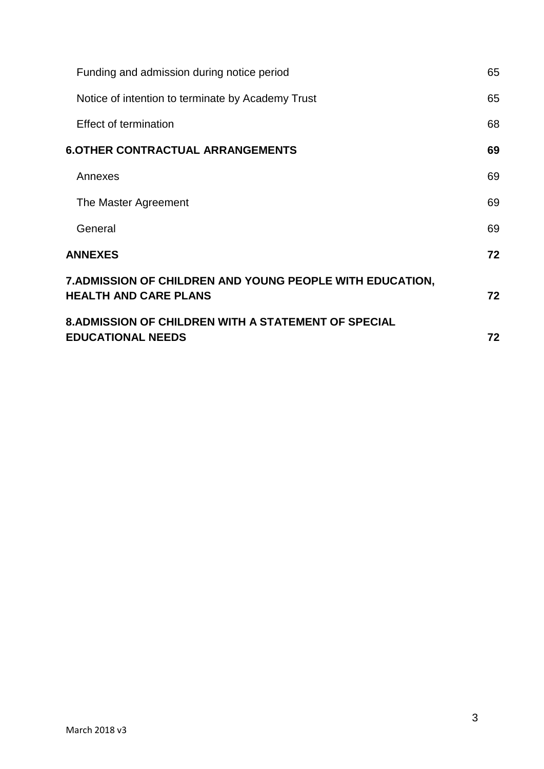| | |
|---|---|
| Funding and admission during notice period | 65 |
| Notice of intention to terminate by Academy Trust | 65 |
| Effect of termination | 68 |
| **6.OTHER CONTRACTUAL ARRANGEMENTS** | **69** |
| Annexes | 69 |
| The Master Agreement | 69 |
| General | 69 |
| **ANNEXES** | **72** |
| **7.ADMISSION OF CHILDREN AND YOUNG PEOPLE WITH EDUCATION, HEALTH AND CARE PLANS** | **72** |
| **8.ADMISSION OF CHILDREN WITH A STATEMENT OF SPECIAL EDUCATIONAL NEEDS** | **72** |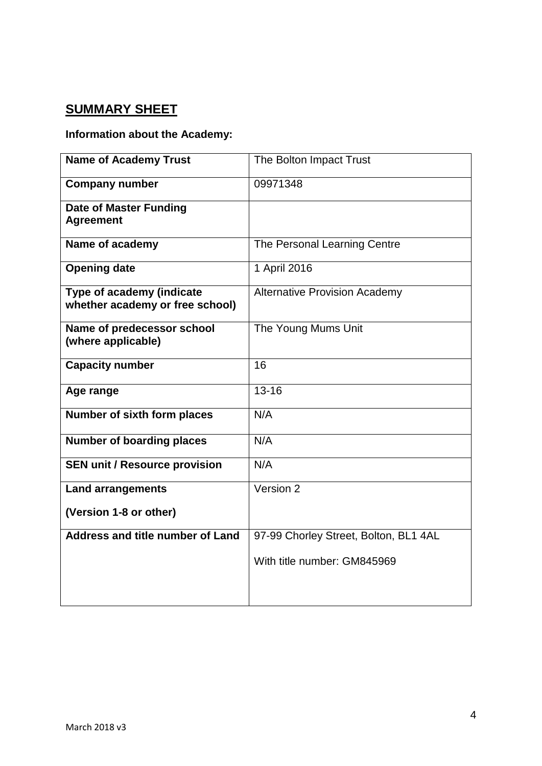## SUMMARY SHEET

**Information about the Academy:**

| | |
|---|---|
| **Name of Academy Trust** | The Bolton Impact Trust |
| **Company number** | 09971348 |
| **Date of Master Funding Agreement** | |
| **Name of academy** | The Personal Learning Centre |
| **Opening date** | 1 April 2016 |
| **Type of academy (indicate whether academy or free school)** | Alternative Provision Academy |
| **Name of predecessor school (where applicable)** | The Young Mums Unit |
| **Capacity number** | 16 |
| **Age range** | 13-16 |
| **Number of sixth form places** | N/A |
| **Number of boarding places** | N/A |
| **SEN unit / Resource provision** | N/A |
| **Land arrangements**<br><br>**(Version 1-8 or other)** | Version 2 |
| **Address and title number of Land** | 97-99 Chorley Street, Bolton, BL1 4AL<br><br>With title number: GM845969 |

March 2018 v3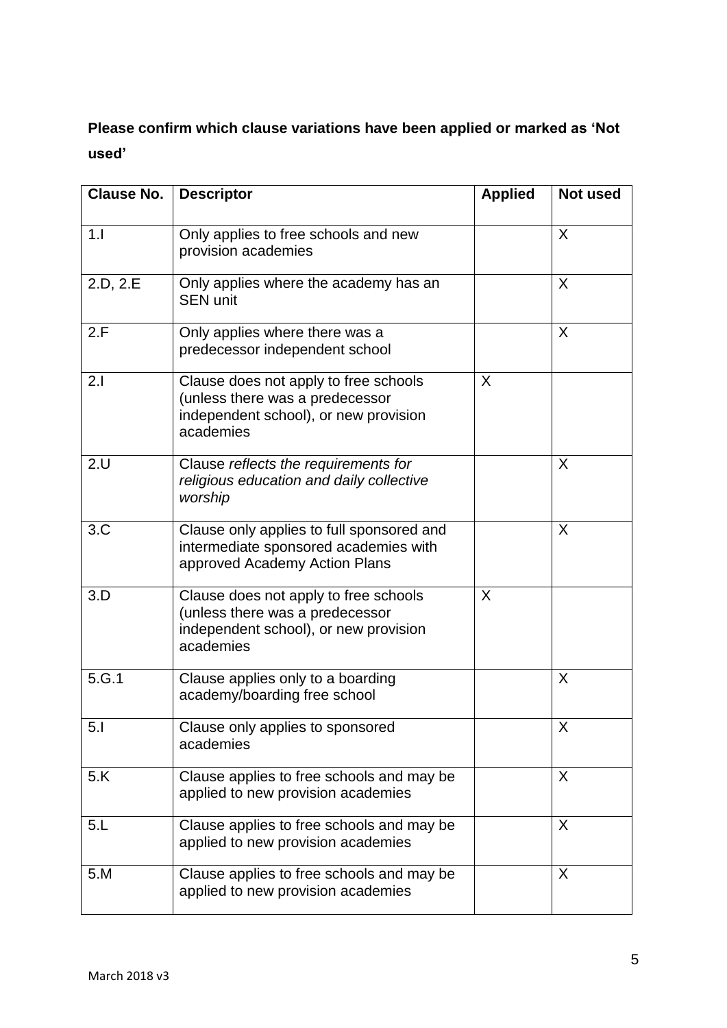**Please confirm which clause variations have been applied or marked as 'Not used'**

| Clause No. | Descriptor | Applied | Not used |
|---|---|---|---|
| 1.I | Only applies to free schools and new provision academies | | X |
| 2.D, 2.E | Only applies where the academy has an SEN unit | | X |
| 2.F | Only applies where there was a predecessor independent school | | X |
| 2.I | Clause does not apply to free schools (unless there was a predecessor independent school), or new provision academies | X | |
| 2.U | Clause *reflects the requirements for religious education and daily collective worship* | | X |
| 3.C | Clause only applies to full sponsored and intermediate sponsored academies with approved Academy Action Plans | | X |
| 3.D | Clause does not apply to free schools (unless there was a predecessor independent school), or new provision academies | X | |
| 5.G.1 | Clause applies only to a boarding academy/boarding free school | | X |
| 5.I | Clause only applies to sponsored academies | | X |
| 5.K | Clause applies to free schools and may be applied to new provision academies | | X |
| 5.L | Clause applies to free schools and may be applied to new provision academies | | X |
| 5.M | Clause applies to free schools and may be applied to new provision academies | | X |

March 2018 v3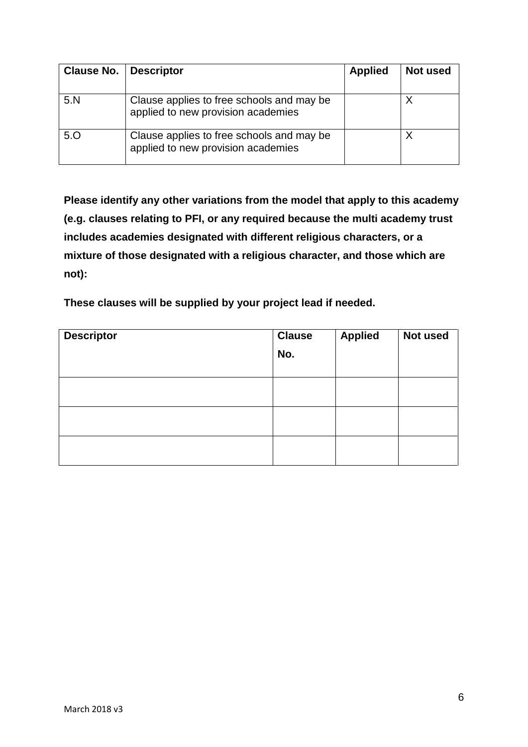| Clause No. | Descriptor | Applied | Not used |
|---|---|---|---|
| 5.N | Clause applies to free schools and may be applied to new provision academies | | X |
| 5.O | Clause applies to free schools and may be applied to new provision academies | | X |

**Please identify any other variations from the model that apply to this academy (e.g. clauses relating to PFI, or any required because the multi academy trust includes academies designated with different religious characters, or a mixture of those designated with a religious character, and those which are not):**

**These clauses will be supplied by your project lead if needed.**

| Descriptor | Clause No. | Applied | Not used |
|---|---|---|---|
| | | | |
| | | | |
| | | | |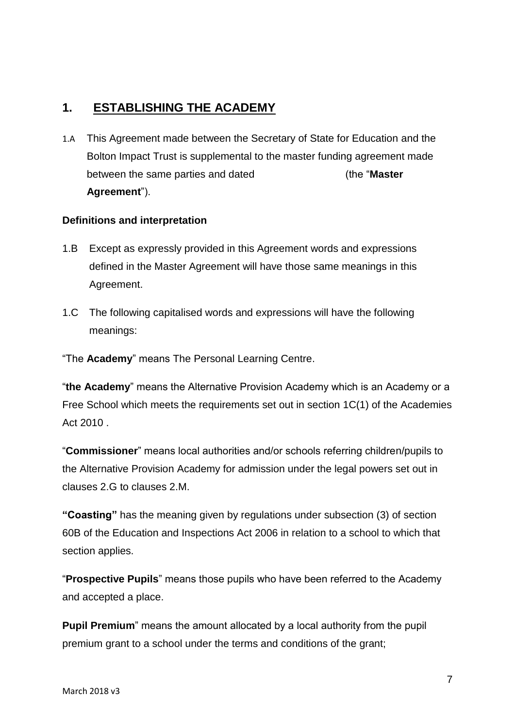## 1. ESTABLISHING THE ACADEMY

1.A This Agreement made between the Secretary of State for Education and the Bolton Impact Trust is supplemental to the master funding agreement made between the same parties and dated (the "**Master Agreement**").

**Definitions and interpretation**

1.B Except as expressly provided in this Agreement words and expressions defined in the Master Agreement will have those same meanings in this Agreement.

1.C The following capitalised words and expressions will have the following meanings:

"The **Academy**" means The Personal Learning Centre.

"**the Academy**" means the Alternative Provision Academy which is an Academy or a Free School which meets the requirements set out in section 1C(1) of the Academies Act 2010 .

"**Commissioner**" means local authorities and/or schools referring children/pupils to the Alternative Provision Academy for admission under the legal powers set out in clauses 2.G to clauses 2.M.

**"Coasting"** has the meaning given by regulations under subsection (3) of section 60B of the Education and Inspections Act 2006 in relation to a school to which that section applies.

"**Prospective Pupils**" means those pupils who have been referred to the Academy and accepted a place.

**Pupil Premium**" means the amount allocated by a local authority from the pupil premium grant to a school under the terms and conditions of the grant;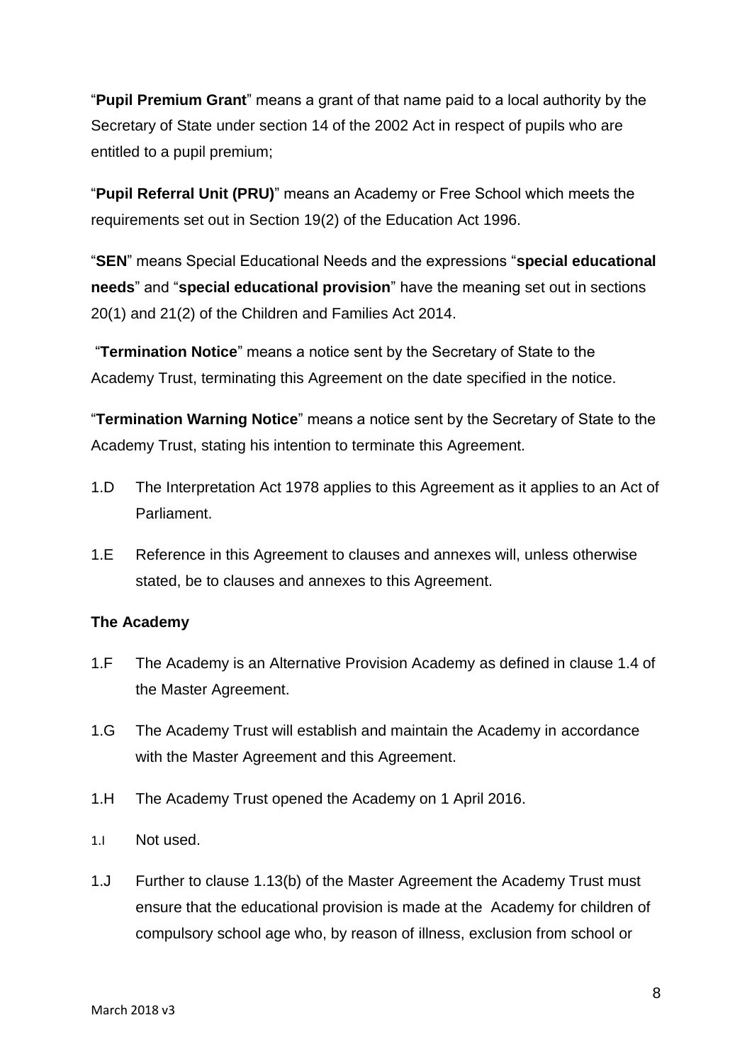"**Pupil Premium Grant**" means a grant of that name paid to a local authority by the Secretary of State under section 14 of the 2002 Act in respect of pupils who are entitled to a pupil premium;

"**Pupil Referral Unit (PRU)**" means an Academy or Free School which meets the requirements set out in Section 19(2) of the Education Act 1996.

"**SEN**" means Special Educational Needs and the expressions "**special educational needs**" and "**special educational provision**" have the meaning set out in sections 20(1) and 21(2) of the Children and Families Act 2014.

"**Termination Notice**" means a notice sent by the Secretary of State to the Academy Trust, terminating this Agreement on the date specified in the notice.

"**Termination Warning Notice**" means a notice sent by the Secretary of State to the Academy Trust, stating his intention to terminate this Agreement.

1.D The Interpretation Act 1978 applies to this Agreement as it applies to an Act of Parliament.

1.E Reference in this Agreement to clauses and annexes will, unless otherwise stated, be to clauses and annexes to this Agreement.

**The Academy**

1.F The Academy is an Alternative Provision Academy as defined in clause 1.4 of the Master Agreement.

1.G The Academy Trust will establish and maintain the Academy in accordance with the Master Agreement and this Agreement.

1.H The Academy Trust opened the Academy on 1 April 2016.

1.I Not used.

1.J Further to clause 1.13(b) of the Master Agreement the Academy Trust must ensure that the educational provision is made at the Academy for children of compulsory school age who, by reason of illness, exclusion from school or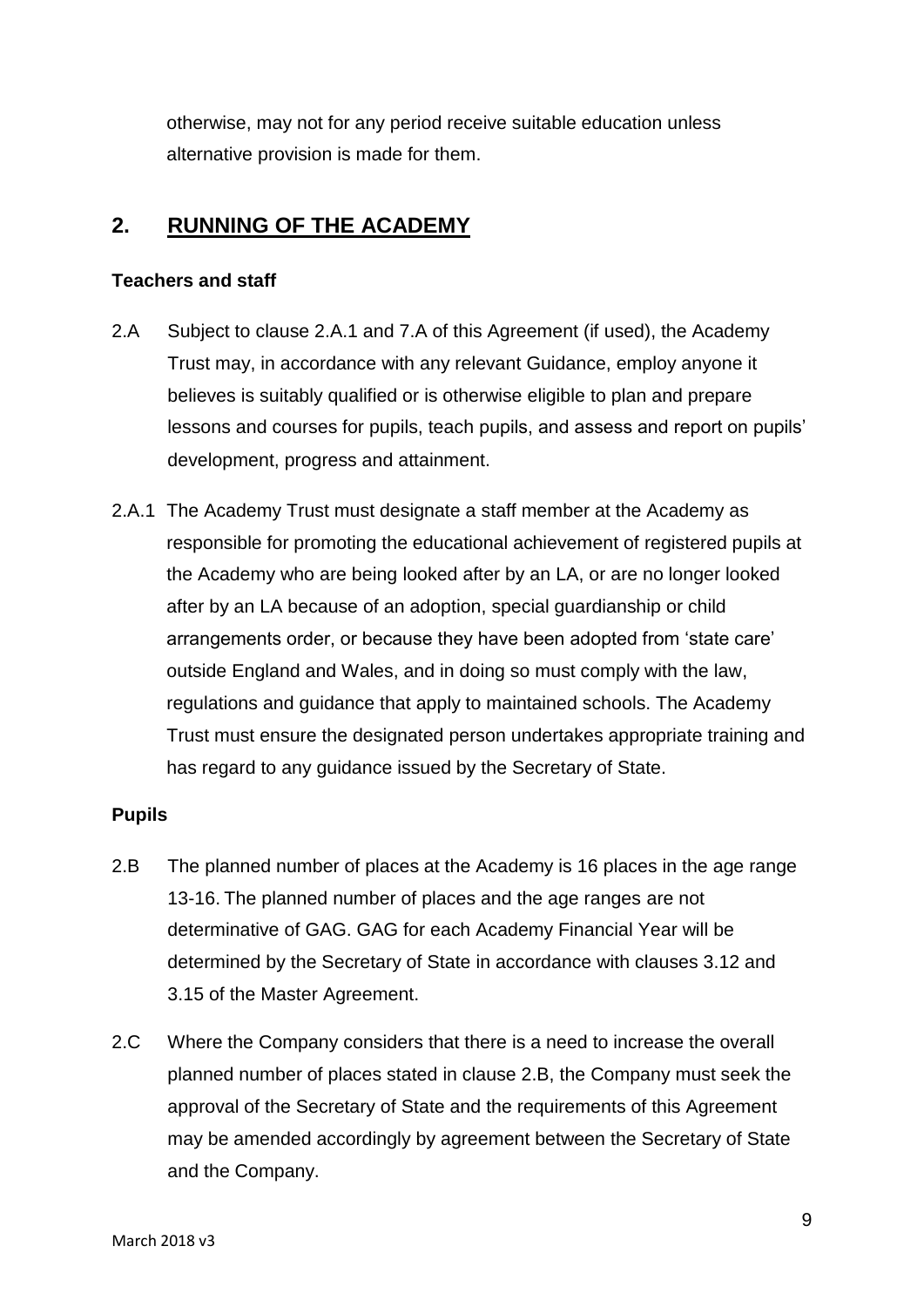otherwise, may not for any period receive suitable education unless alternative provision is made for them.

## 2. RUNNING OF THE ACADEMY

**Teachers and staff**

2.A Subject to clause 2.A.1 and 7.A of this Agreement (if used), the Academy Trust may, in accordance with any relevant Guidance, employ anyone it believes is suitably qualified or is otherwise eligible to plan and prepare lessons and courses for pupils, teach pupils, and assess and report on pupils' development, progress and attainment.

2.A.1 The Academy Trust must designate a staff member at the Academy as responsible for promoting the educational achievement of registered pupils at the Academy who are being looked after by an LA, or are no longer looked after by an LA because of an adoption, special guardianship or child arrangements order, or because they have been adopted from 'state care' outside England and Wales, and in doing so must comply with the law, regulations and guidance that apply to maintained schools. The Academy Trust must ensure the designated person undertakes appropriate training and has regard to any guidance issued by the Secretary of State.

**Pupils**

2.B The planned number of places at the Academy is 16 places in the age range 13-16. The planned number of places and the age ranges are not determinative of GAG. GAG for each Academy Financial Year will be determined by the Secretary of State in accordance with clauses 3.12 and 3.15 of the Master Agreement.

2.C Where the Company considers that there is a need to increase the overall planned number of places stated in clause 2.B, the Company must seek the approval of the Secretary of State and the requirements of this Agreement may be amended accordingly by agreement between the Secretary of State and the Company.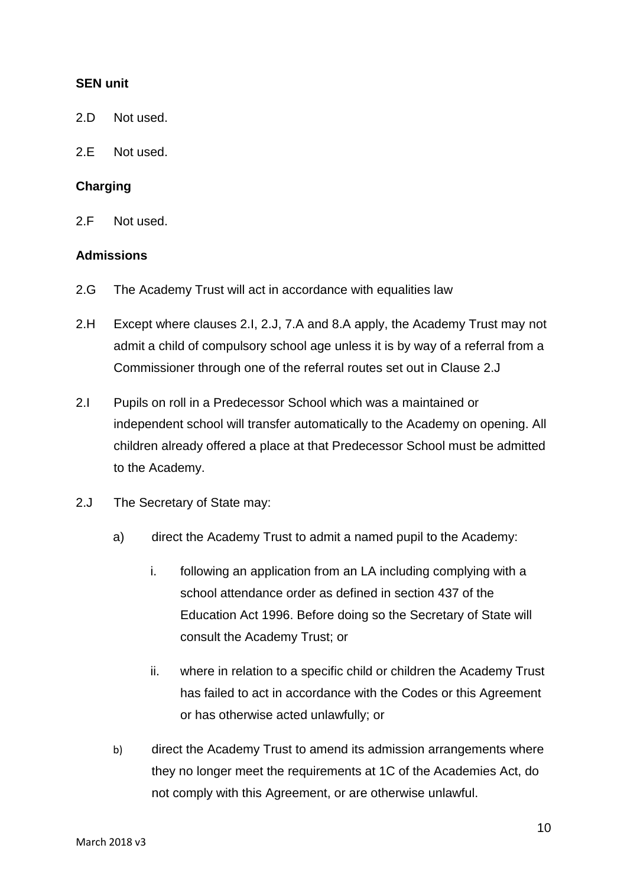**SEN unit**

2.D Not used.

2.E Not used.

**Charging**

2.F Not used.

**Admissions**

2.G The Academy Trust will act in accordance with equalities law

2.H Except where clauses 2.I, 2.J, 7.A and 8.A apply, the Academy Trust may not admit a child of compulsory school age unless it is by way of a referral from a Commissioner through one of the referral routes set out in Clause 2.J

2.I Pupils on roll in a Predecessor School which was a maintained or independent school will transfer automatically to the Academy on opening. All children already offered a place at that Predecessor School must be admitted to the Academy.

2.J The Secretary of State may:

- a) direct the Academy Trust to admit a named pupil to the Academy:
    - i. following an application from an LA including complying with a school attendance order as defined in section 437 of the Education Act 1996. Before doing so the Secretary of State will consult the Academy Trust; or
    - ii. where in relation to a specific child or children the Academy Trust has failed to act in accordance with the Codes or this Agreement or has otherwise acted unlawfully; or
- b) direct the Academy Trust to amend its admission arrangements where they no longer meet the requirements at 1C of the Academies Act, do not comply with this Agreement, or are otherwise unlawful.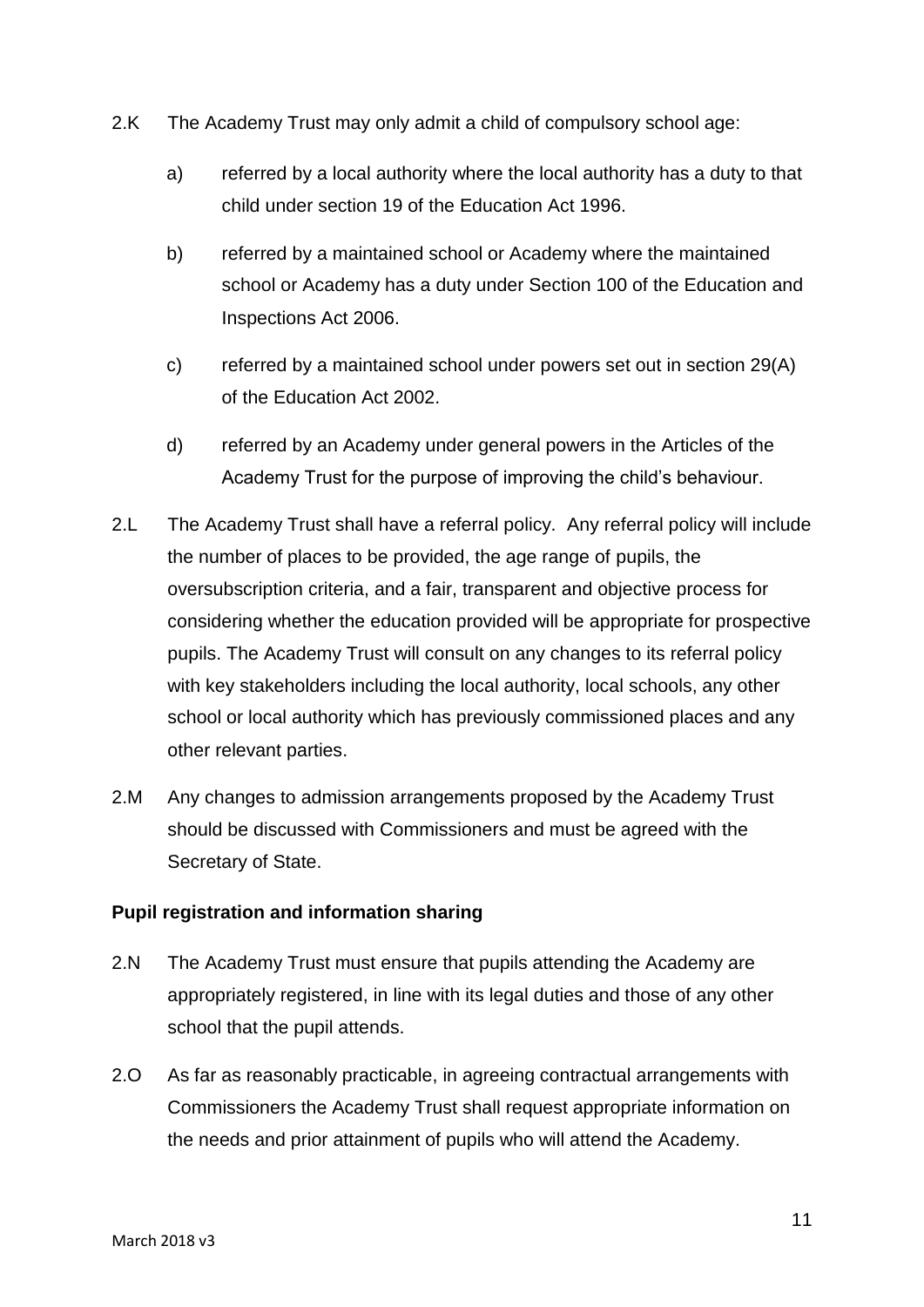2.K The Academy Trust may only admit a child of compulsory school age:

a) referred by a local authority where the local authority has a duty to that child under section 19 of the Education Act 1996.

b) referred by a maintained school or Academy where the maintained school or Academy has a duty under Section 100 of the Education and Inspections Act 2006.

c) referred by a maintained school under powers set out in section 29(A) of the Education Act 2002.

d) referred by an Academy under general powers in the Articles of the Academy Trust for the purpose of improving the child's behaviour.

2.L The Academy Trust shall have a referral policy. Any referral policy will include the number of places to be provided, the age range of pupils, the oversubscription criteria, and a fair, transparent and objective process for considering whether the education provided will be appropriate for prospective pupils. The Academy Trust will consult on any changes to its referral policy with key stakeholders including the local authority, local schools, any other school or local authority which has previously commissioned places and any other relevant parties.

2.M Any changes to admission arrangements proposed by the Academy Trust should be discussed with Commissioners and must be agreed with the Secretary of State.

**Pupil registration and information sharing**

2.N The Academy Trust must ensure that pupils attending the Academy are appropriately registered, in line with its legal duties and those of any other school that the pupil attends.

2.O As far as reasonably practicable, in agreeing contractual arrangements with Commissioners the Academy Trust shall request appropriate information on the needs and prior attainment of pupils who will attend the Academy.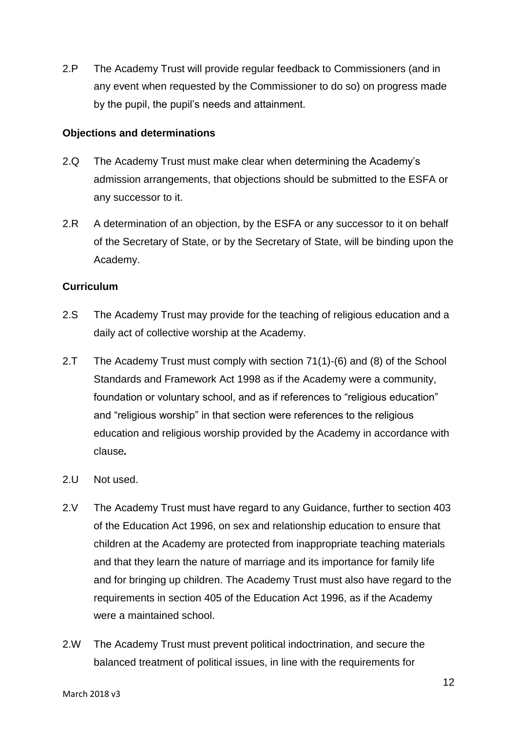2.P The Academy Trust will provide regular feedback to Commissioners (and in any event when requested by the Commissioner to do so) on progress made by the pupil, the pupil's needs and attainment.

**Objections and determinations**

2.Q The Academy Trust must make clear when determining the Academy's admission arrangements, that objections should be submitted to the ESFA or any successor to it.

2.R A determination of an objection, by the ESFA or any successor to it on behalf of the Secretary of State, or by the Secretary of State, will be binding upon the Academy.

**Curriculum**

2.S The Academy Trust may provide for the teaching of religious education and a daily act of collective worship at the Academy.

2.T The Academy Trust must comply with section 71(1)-(6) and (8) of the School Standards and Framework Act 1998 as if the Academy were a community, foundation or voluntary school, and as if references to "religious education" and "religious worship" in that section were references to the religious education and religious worship provided by the Academy in accordance with clause**.**

2.U Not used.

2.V The Academy Trust must have regard to any Guidance, further to section 403 of the Education Act 1996, on sex and relationship education to ensure that children at the Academy are protected from inappropriate teaching materials and that they learn the nature of marriage and its importance for family life and for bringing up children. The Academy Trust must also have regard to the requirements in section 405 of the Education Act 1996, as if the Academy were a maintained school.

2.W The Academy Trust must prevent political indoctrination, and secure the balanced treatment of political issues, in line with the requirements for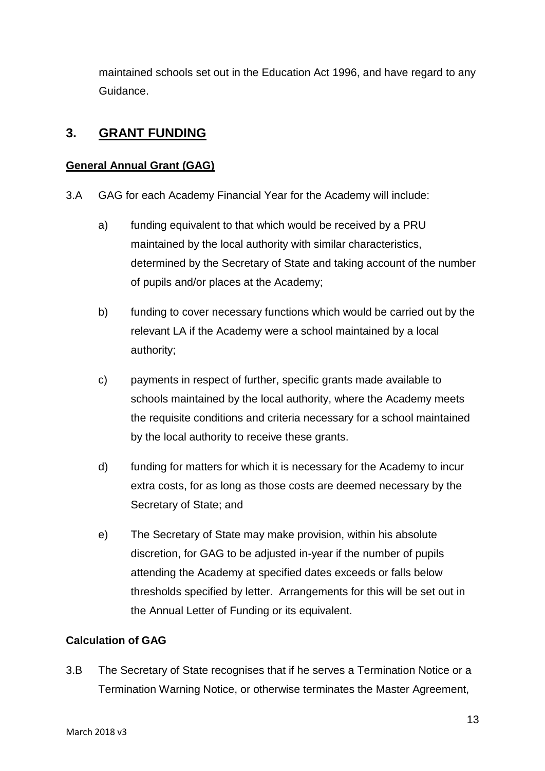maintained schools set out in the Education Act 1996, and have regard to any Guidance.

## 3. GRANT FUNDING

**General Annual Grant (GAG)**

3.A GAG for each Academy Financial Year for the Academy will include:

a) funding equivalent to that which would be received by a PRU maintained by the local authority with similar characteristics, determined by the Secretary of State and taking account of the number of pupils and/or places at the Academy;

b) funding to cover necessary functions which would be carried out by the relevant LA if the Academy were a school maintained by a local authority;

c) payments in respect of further, specific grants made available to schools maintained by the local authority, where the Academy meets the requisite conditions and criteria necessary for a school maintained by the local authority to receive these grants.

d) funding for matters for which it is necessary for the Academy to incur extra costs, for as long as those costs are deemed necessary by the Secretary of State; and

e) The Secretary of State may make provision, within his absolute discretion, for GAG to be adjusted in-year if the number of pupils attending the Academy at specified dates exceeds or falls below thresholds specified by letter. Arrangements for this will be set out in the Annual Letter of Funding or its equivalent.

**Calculation of GAG**

3.B The Secretary of State recognises that if he serves a Termination Notice or a Termination Warning Notice, or otherwise terminates the Master Agreement,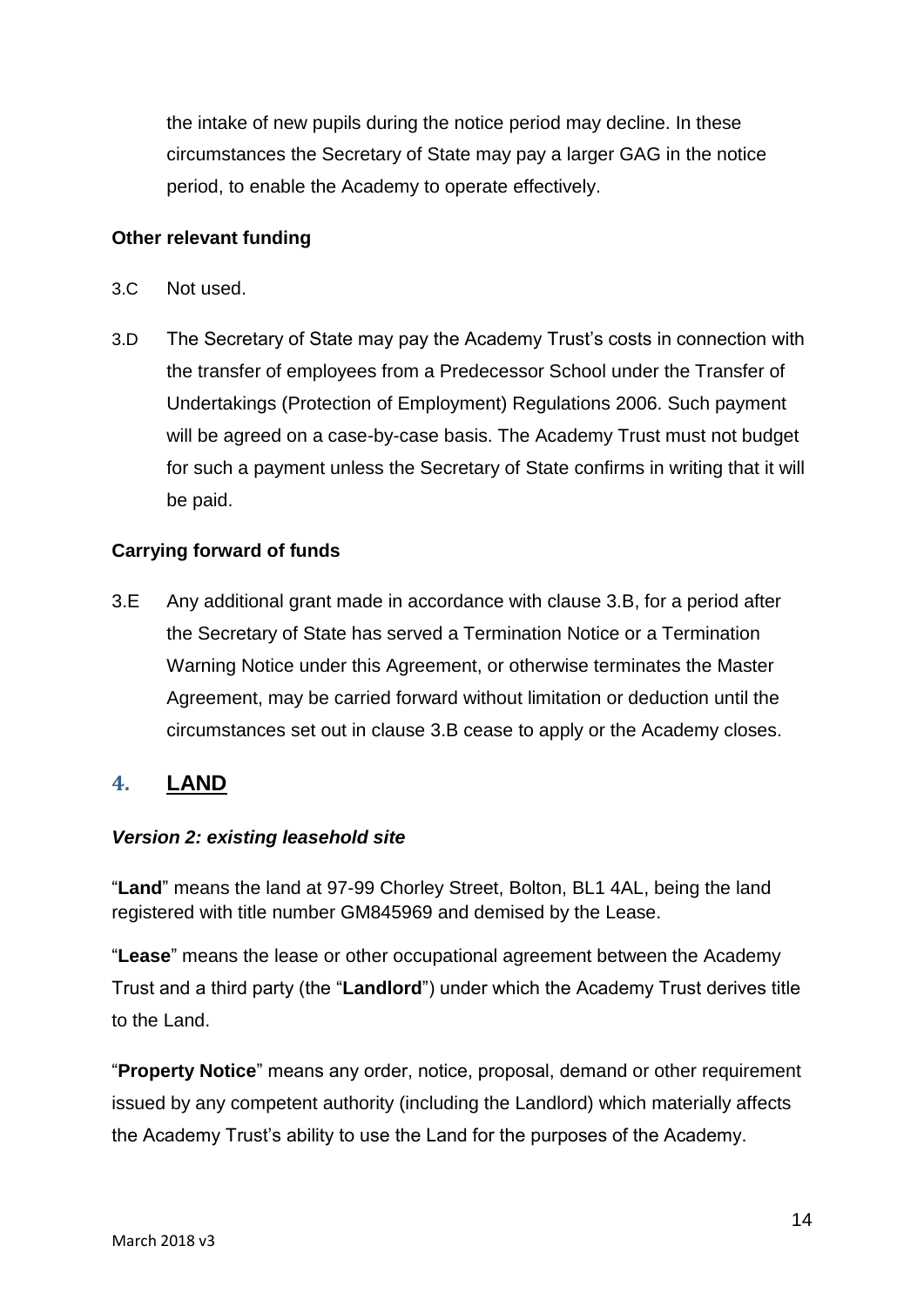the intake of new pupils during the notice period may decline. In these circumstances the Secretary of State may pay a larger GAG in the notice period, to enable the Academy to operate effectively.

**Other relevant funding**

3.C Not used.

3.D The Secretary of State may pay the Academy Trust's costs in connection with the transfer of employees from a Predecessor School under the Transfer of Undertakings (Protection of Employment) Regulations 2006. Such payment will be agreed on a case-by-case basis. The Academy Trust must not budget for such a payment unless the Secretary of State confirms in writing that it will be paid.

**Carrying forward of funds**

3.E Any additional grant made in accordance with clause 3.B, for a period after the Secretary of State has served a Termination Notice or a Termination Warning Notice under this Agreement, or otherwise terminates the Master Agreement, may be carried forward without limitation or deduction until the circumstances set out in clause 3.B cease to apply or the Academy closes.

## 4. LAND

***Version 2: existing leasehold site***

"**Land**" means the land at 97-99 Chorley Street, Bolton, BL1 4AL, being the land registered with title number GM845969 and demised by the Lease.

"**Lease**" means the lease or other occupational agreement between the Academy Trust and a third party (the "**Landlord**") under which the Academy Trust derives title to the Land.

"**Property Notice**" means any order, notice, proposal, demand or other requirement issued by any competent authority (including the Landlord) which materially affects the Academy Trust's ability to use the Land for the purposes of the Academy.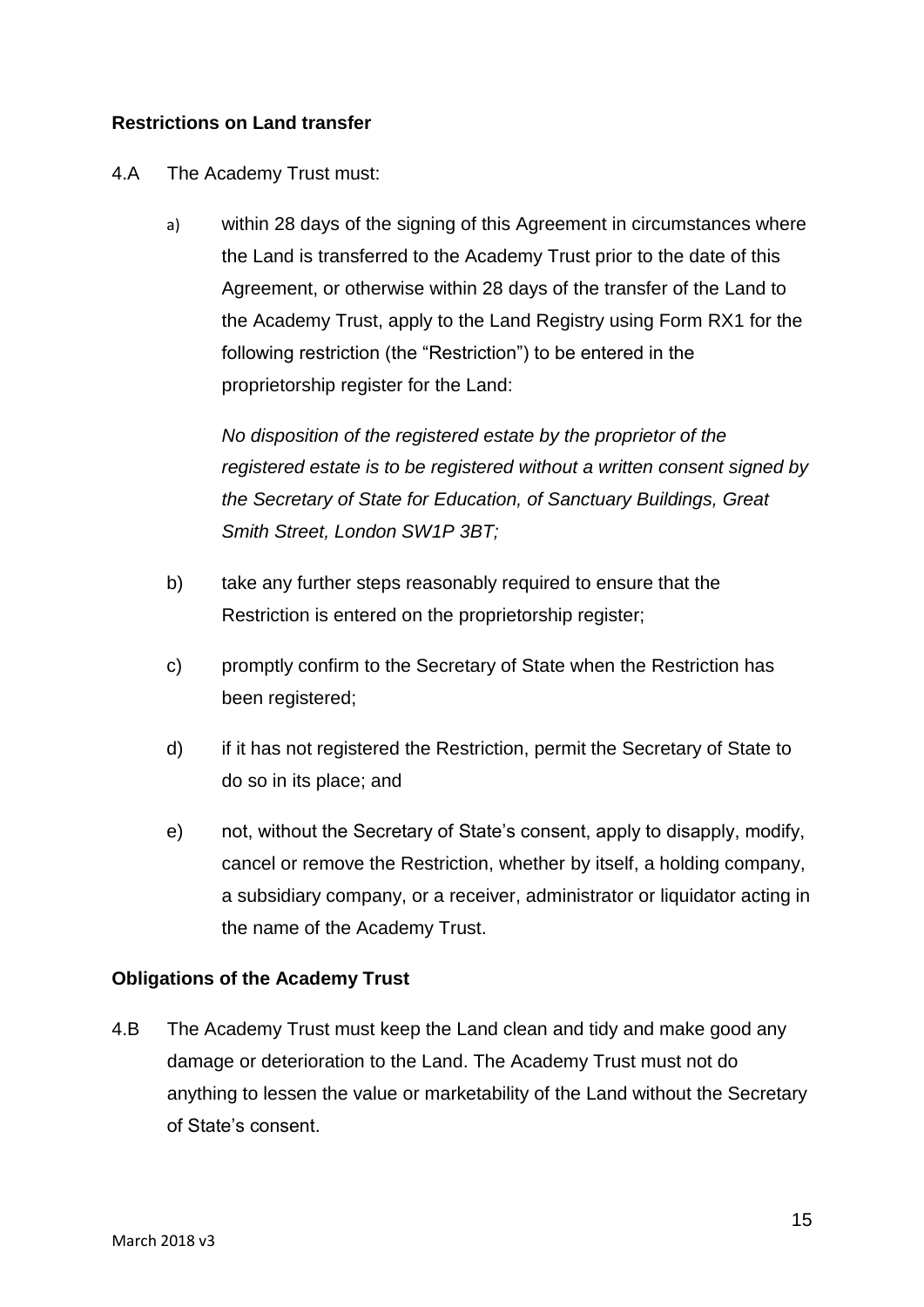**Restrictions on Land transfer**

4.A The Academy Trust must:

a) within 28 days of the signing of this Agreement in circumstances where the Land is transferred to the Academy Trust prior to the date of this Agreement, or otherwise within 28 days of the transfer of the Land to the Academy Trust, apply to the Land Registry using Form RX1 for the following restriction (the "Restriction") to be entered in the proprietorship register for the Land:

*No disposition of the registered estate by the proprietor of the registered estate is to be registered without a written consent signed by the Secretary of State for Education, of Sanctuary Buildings, Great Smith Street, London SW1P 3BT;*

b) take any further steps reasonably required to ensure that the Restriction is entered on the proprietorship register;

c) promptly confirm to the Secretary of State when the Restriction has been registered;

d) if it has not registered the Restriction, permit the Secretary of State to do so in its place; and

e) not, without the Secretary of State's consent, apply to disapply, modify, cancel or remove the Restriction, whether by itself, a holding company, a subsidiary company, or a receiver, administrator or liquidator acting in the name of the Academy Trust.

**Obligations of the Academy Trust**

4.B The Academy Trust must keep the Land clean and tidy and make good any damage or deterioration to the Land. The Academy Trust must not do anything to lessen the value or marketability of the Land without the Secretary of State's consent.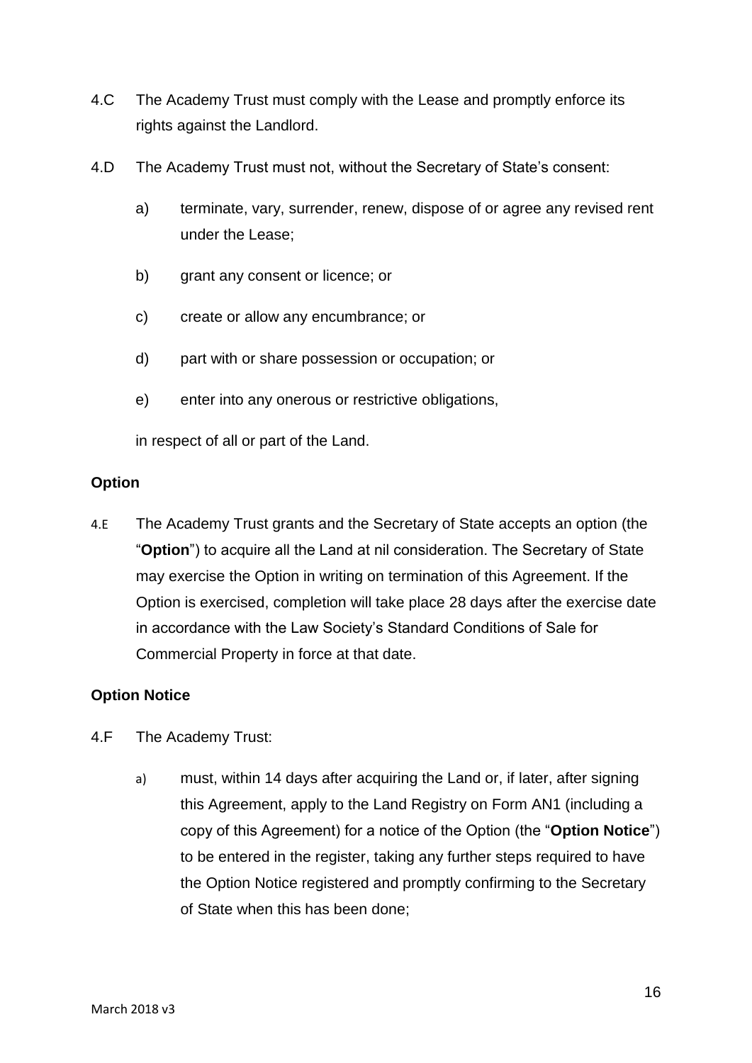4.C The Academy Trust must comply with the Lease and promptly enforce its rights against the Landlord.

4.D The Academy Trust must not, without the Secretary of State's consent:

a) terminate, vary, surrender, renew, dispose of or agree any revised rent under the Lease;

b) grant any consent or licence; or

c) create or allow any encumbrance; or

d) part with or share possession or occupation; or

e) enter into any onerous or restrictive obligations,

in respect of all or part of the Land.

**Option**

4.E The Academy Trust grants and the Secretary of State accepts an option (the "**Option**") to acquire all the Land at nil consideration. The Secretary of State may exercise the Option in writing on termination of this Agreement. If the Option is exercised, completion will take place 28 days after the exercise date in accordance with the Law Society's Standard Conditions of Sale for Commercial Property in force at that date.

**Option Notice**

4.F The Academy Trust:

a) must, within 14 days after acquiring the Land or, if later, after signing this Agreement, apply to the Land Registry on Form AN1 (including a copy of this Agreement) for a notice of the Option (the "**Option Notice**") to be entered in the register, taking any further steps required to have the Option Notice registered and promptly confirming to the Secretary of State when this has been done;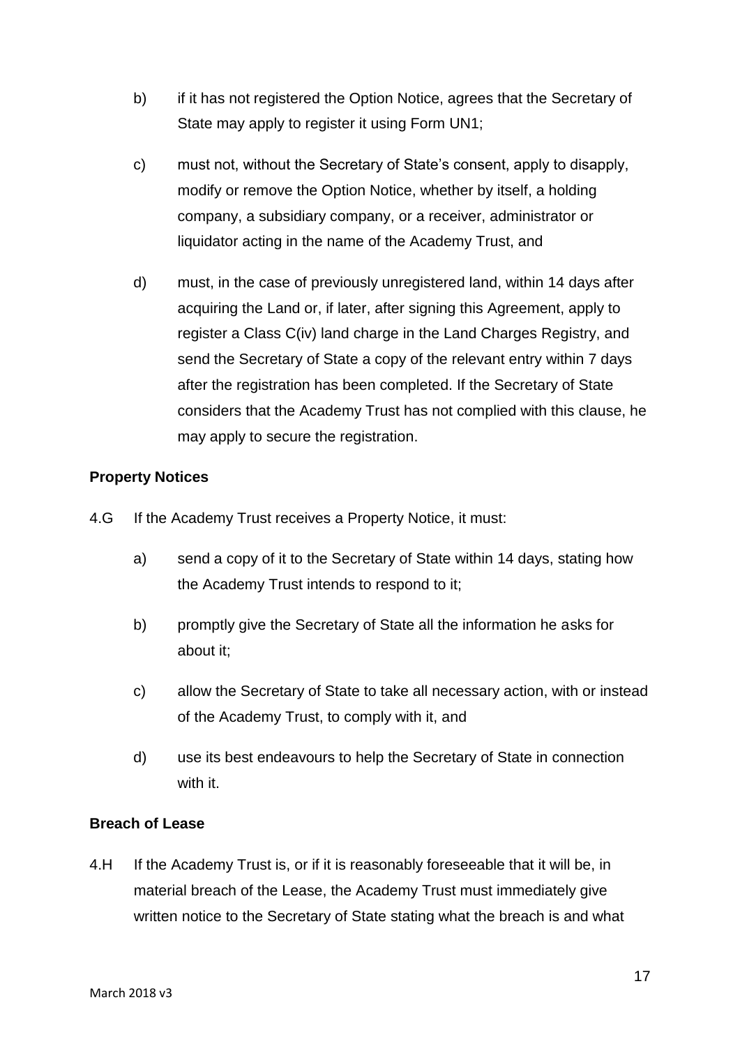b) if it has not registered the Option Notice, agrees that the Secretary of State may apply to register it using Form UN1;

c) must not, without the Secretary of State's consent, apply to disapply, modify or remove the Option Notice, whether by itself, a holding company, a subsidiary company, or a receiver, administrator or liquidator acting in the name of the Academy Trust, and

d) must, in the case of previously unregistered land, within 14 days after acquiring the Land or, if later, after signing this Agreement, apply to register a Class C(iv) land charge in the Land Charges Registry, and send the Secretary of State a copy of the relevant entry within 7 days after the registration has been completed. If the Secretary of State considers that the Academy Trust has not complied with this clause, he may apply to secure the registration.

**Property Notices**

4.G If the Academy Trust receives a Property Notice, it must:

a) send a copy of it to the Secretary of State within 14 days, stating how the Academy Trust intends to respond to it;

b) promptly give the Secretary of State all the information he asks for about it;

c) allow the Secretary of State to take all necessary action, with or instead of the Academy Trust, to comply with it, and

d) use its best endeavours to help the Secretary of State in connection with it.

**Breach of Lease**

4.H If the Academy Trust is, or if it is reasonably foreseeable that it will be, in material breach of the Lease, the Academy Trust must immediately give written notice to the Secretary of State stating what the breach is and what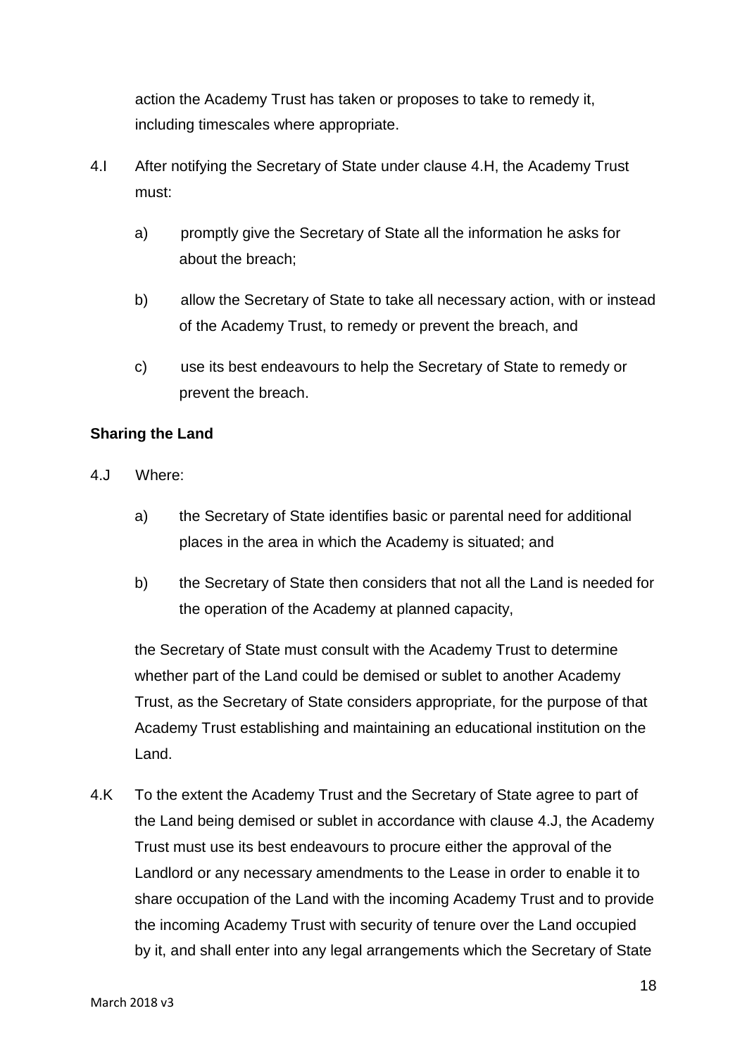action the Academy Trust has taken or proposes to take to remedy it, including timescales where appropriate.

4.I After notifying the Secretary of State under clause 4.H, the Academy Trust must:

a) promptly give the Secretary of State all the information he asks for about the breach;

b) allow the Secretary of State to take all necessary action, with or instead of the Academy Trust, to remedy or prevent the breach, and

c) use its best endeavours to help the Secretary of State to remedy or prevent the breach.

**Sharing the Land**

4.J Where:

a) the Secretary of State identifies basic or parental need for additional places in the area in which the Academy is situated; and

b) the Secretary of State then considers that not all the Land is needed for the operation of the Academy at planned capacity,

the Secretary of State must consult with the Academy Trust to determine whether part of the Land could be demised or sublet to another Academy Trust, as the Secretary of State considers appropriate, for the purpose of that Academy Trust establishing and maintaining an educational institution on the Land.

4.K To the extent the Academy Trust and the Secretary of State agree to part of the Land being demised or sublet in accordance with clause 4.J, the Academy Trust must use its best endeavours to procure either the approval of the Landlord or any necessary amendments to the Lease in order to enable it to share occupation of the Land with the incoming Academy Trust and to provide the incoming Academy Trust with security of tenure over the Land occupied by it, and shall enter into any legal arrangements which the Secretary of State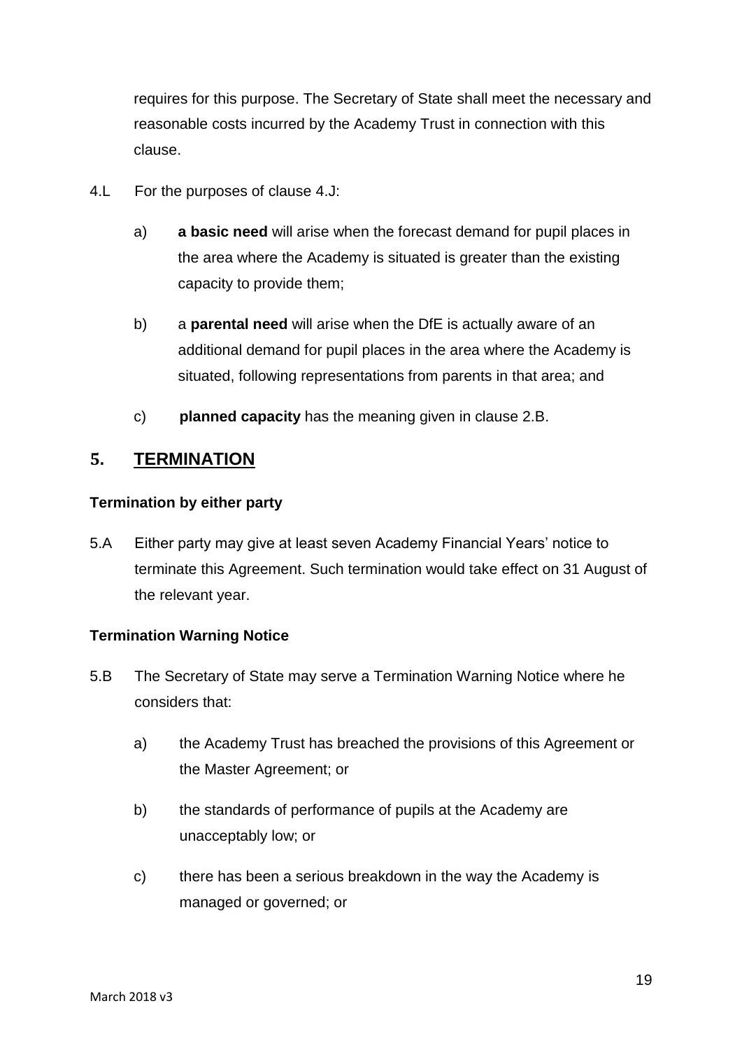requires for this purpose. The Secretary of State shall meet the necessary and reasonable costs incurred by the Academy Trust in connection with this clause.

4.L For the purposes of clause 4.J:

a) **a basic need** will arise when the forecast demand for pupil places in the area where the Academy is situated is greater than the existing capacity to provide them;

b) a **parental need** will arise when the DfE is actually aware of an additional demand for pupil places in the area where the Academy is situated, following representations from parents in that area; and

c) **planned capacity** has the meaning given in clause 2.B.

## 5. TERMINATION

**Termination by either party**

5.A Either party may give at least seven Academy Financial Years' notice to terminate this Agreement. Such termination would take effect on 31 August of the relevant year.

**Termination Warning Notice**

5.B The Secretary of State may serve a Termination Warning Notice where he considers that:

a) the Academy Trust has breached the provisions of this Agreement or the Master Agreement; or

b) the standards of performance of pupils at the Academy are unacceptably low; or

c) there has been a serious breakdown in the way the Academy is managed or governed; or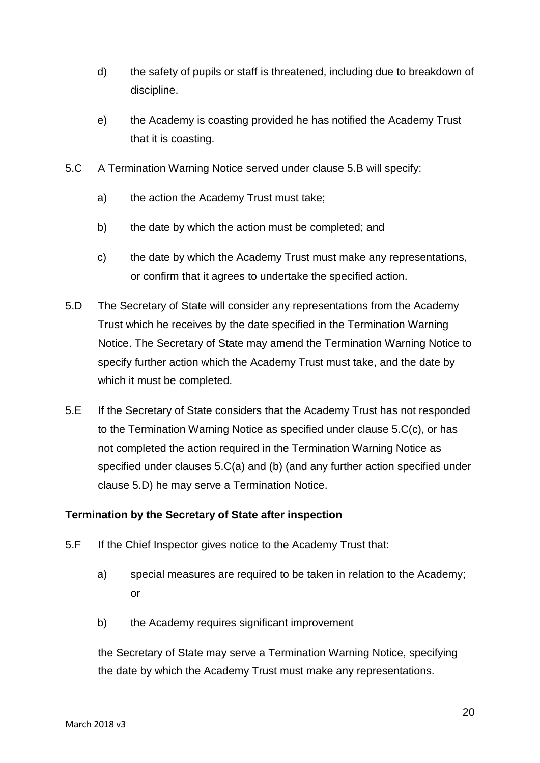d) the safety of pupils or staff is threatened, including due to breakdown of discipline.

e) the Academy is coasting provided he has notified the Academy Trust that it is coasting.

5.C A Termination Warning Notice served under clause 5.B will specify:

a) the action the Academy Trust must take;

b) the date by which the action must be completed; and

c) the date by which the Academy Trust must make any representations, or confirm that it agrees to undertake the specified action.

5.D The Secretary of State will consider any representations from the Academy Trust which he receives by the date specified in the Termination Warning Notice. The Secretary of State may amend the Termination Warning Notice to specify further action which the Academy Trust must take, and the date by which it must be completed.

5.E If the Secretary of State considers that the Academy Trust has not responded to the Termination Warning Notice as specified under clause 5.C(c), or has not completed the action required in the Termination Warning Notice as specified under clauses 5.C(a) and (b) (and any further action specified under clause 5.D) he may serve a Termination Notice.

**Termination by the Secretary of State after inspection**

5.F If the Chief Inspector gives notice to the Academy Trust that:

a) special measures are required to be taken in relation to the Academy; or

b) the Academy requires significant improvement

the Secretary of State may serve a Termination Warning Notice, specifying the date by which the Academy Trust must make any representations.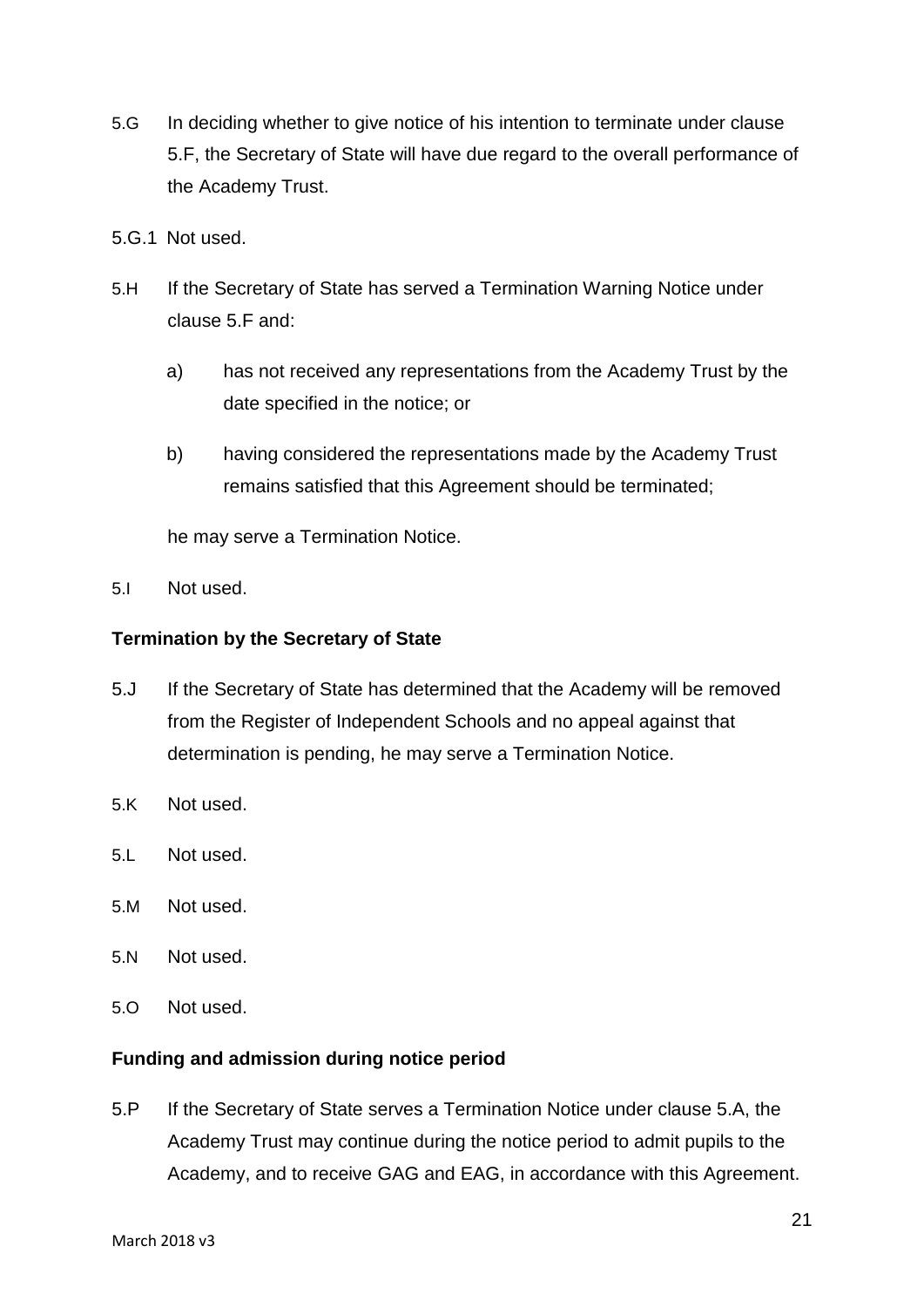5.G In deciding whether to give notice of his intention to terminate under clause 5.F, the Secretary of State will have due regard to the overall performance of the Academy Trust.

5.G.1 Not used.

5.H If the Secretary of State has served a Termination Warning Notice under clause 5.F and:

a) has not received any representations from the Academy Trust by the date specified in the notice; or

b) having considered the representations made by the Academy Trust remains satisfied that this Agreement should be terminated;

he may serve a Termination Notice.

5.I Not used.

**Termination by the Secretary of State**

5.J If the Secretary of State has determined that the Academy will be removed from the Register of Independent Schools and no appeal against that determination is pending, he may serve a Termination Notice.

5.K Not used.

5.L Not used.

5.M Not used.

5.N Not used.

5.O Not used.

**Funding and admission during notice period**

5.P If the Secretary of State serves a Termination Notice under clause 5.A, the Academy Trust may continue during the notice period to admit pupils to the Academy, and to receive GAG and EAG, in accordance with this Agreement.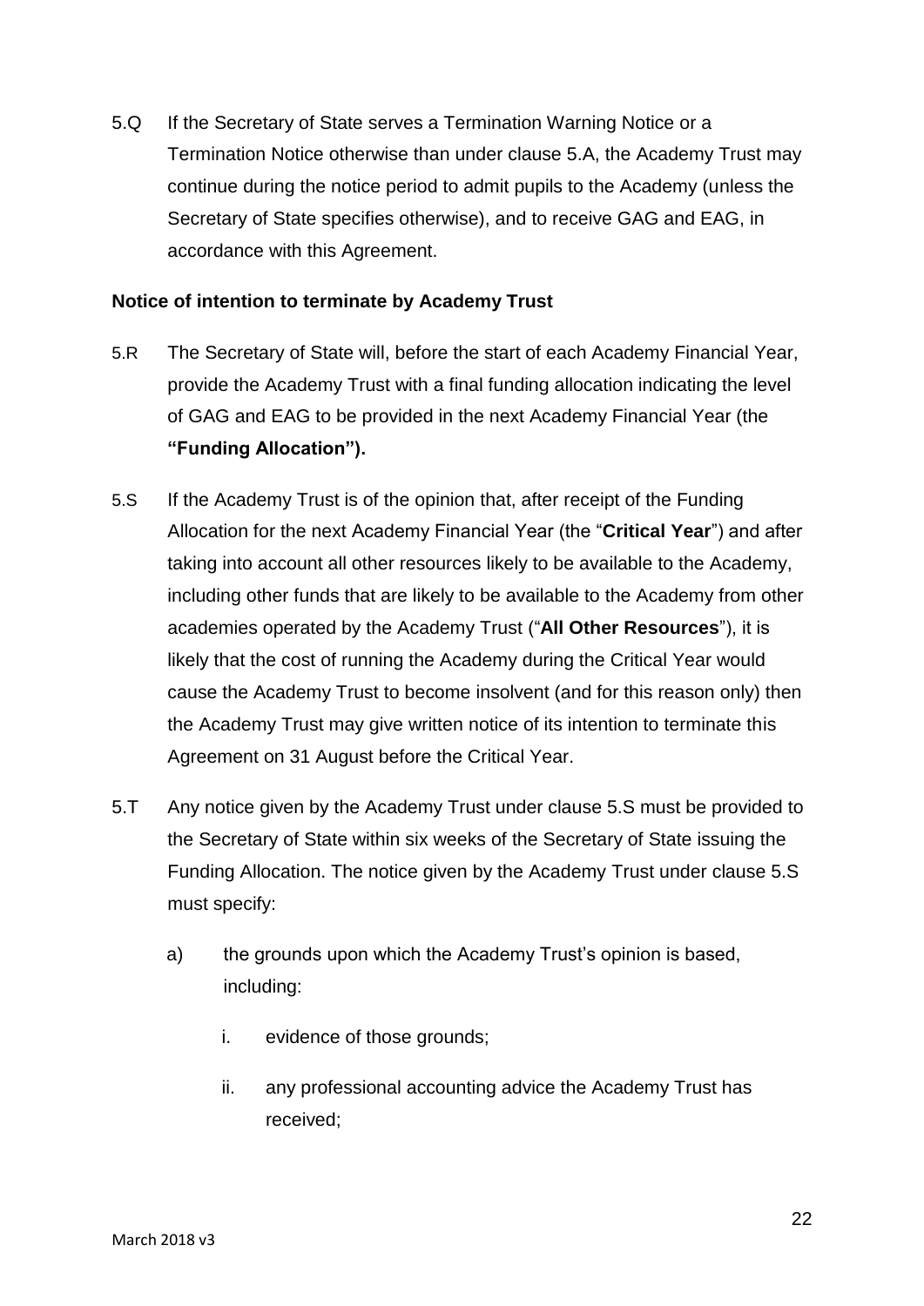5.Q If the Secretary of State serves a Termination Warning Notice or a Termination Notice otherwise than under clause 5.A, the Academy Trust may continue during the notice period to admit pupils to the Academy (unless the Secretary of State specifies otherwise), and to receive GAG and EAG, in accordance with this Agreement.

**Notice of intention to terminate by Academy Trust**

5.R The Secretary of State will, before the start of each Academy Financial Year, provide the Academy Trust with a final funding allocation indicating the level of GAG and EAG to be provided in the next Academy Financial Year (the **"Funding Allocation").**

5.S If the Academy Trust is of the opinion that, after receipt of the Funding Allocation for the next Academy Financial Year (the "**Critical Year**") and after taking into account all other resources likely to be available to the Academy, including other funds that are likely to be available to the Academy from other academies operated by the Academy Trust ("**All Other Resources**"), it is likely that the cost of running the Academy during the Critical Year would cause the Academy Trust to become insolvent (and for this reason only) then the Academy Trust may give written notice of its intention to terminate this Agreement on 31 August before the Critical Year.

5.T Any notice given by the Academy Trust under clause 5.S must be provided to the Secretary of State within six weeks of the Secretary of State issuing the Funding Allocation. The notice given by the Academy Trust under clause 5.S must specify:

a) the grounds upon which the Academy Trust's opinion is based, including:

    i. evidence of those grounds;

    ii. any professional accounting advice the Academy Trust has received;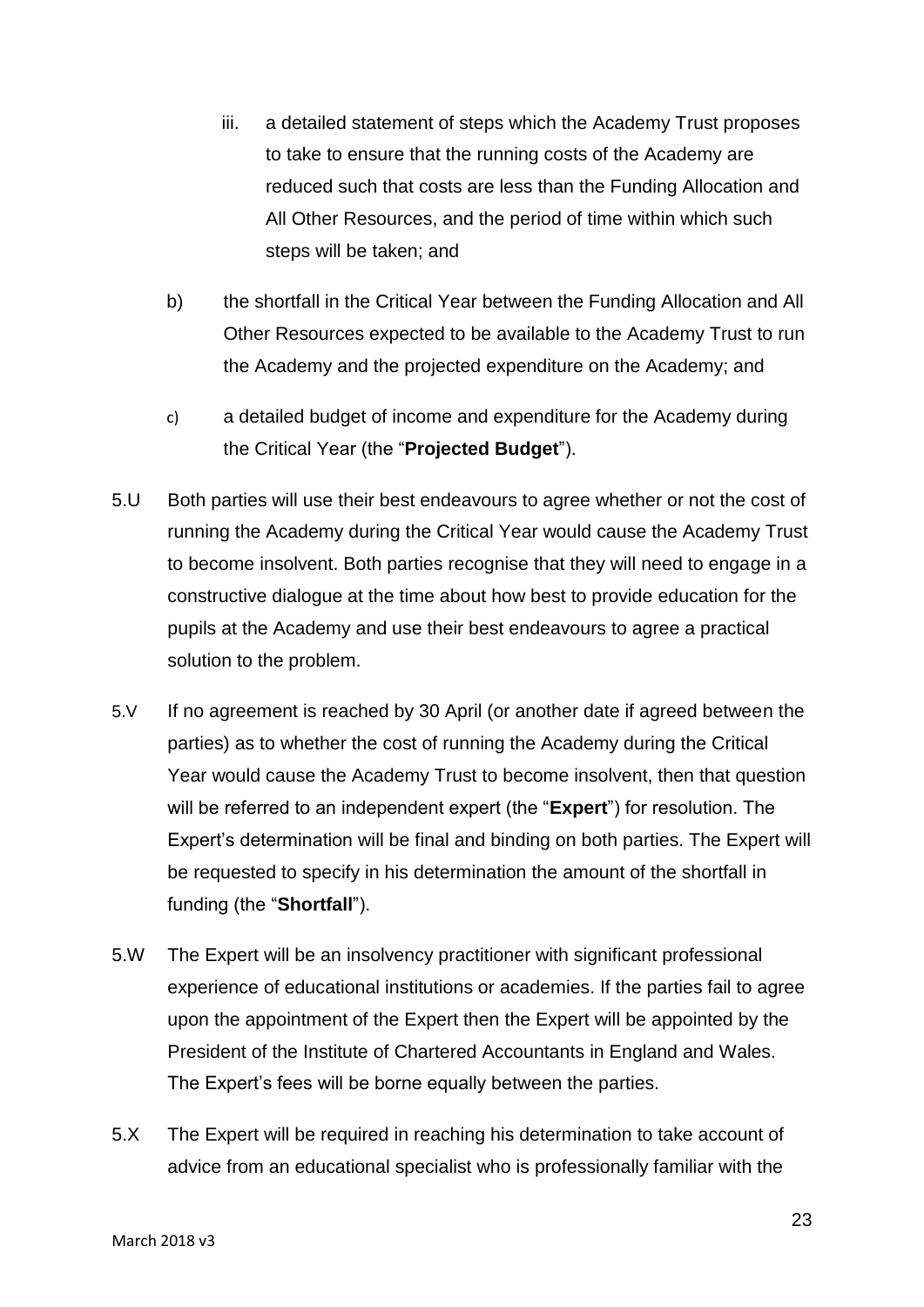iii. a detailed statement of steps which the Academy Trust proposes to take to ensure that the running costs of the Academy are reduced such that costs are less than the Funding Allocation and All Other Resources, and the period of time within which such steps will be taken; and

b) the shortfall in the Critical Year between the Funding Allocation and All Other Resources expected to be available to the Academy Trust to run the Academy and the projected expenditure on the Academy; and

c) a detailed budget of income and expenditure for the Academy during the Critical Year (the "**Projected Budget**").

5.U Both parties will use their best endeavours to agree whether or not the cost of running the Academy during the Critical Year would cause the Academy Trust to become insolvent. Both parties recognise that they will need to engage in a constructive dialogue at the time about how best to provide education for the pupils at the Academy and use their best endeavours to agree a practical solution to the problem.

5.V If no agreement is reached by 30 April (or another date if agreed between the parties) as to whether the cost of running the Academy during the Critical Year would cause the Academy Trust to become insolvent, then that question will be referred to an independent expert (the "**Expert**") for resolution. The Expert's determination will be final and binding on both parties. The Expert will be requested to specify in his determination the amount of the shortfall in funding (the "**Shortfall**").

5.W The Expert will be an insolvency practitioner with significant professional experience of educational institutions or academies. If the parties fail to agree upon the appointment of the Expert then the Expert will be appointed by the President of the Institute of Chartered Accountants in England and Wales. The Expert's fees will be borne equally between the parties.

5.X The Expert will be required in reaching his determination to take account of advice from an educational specialist who is professionally familiar with the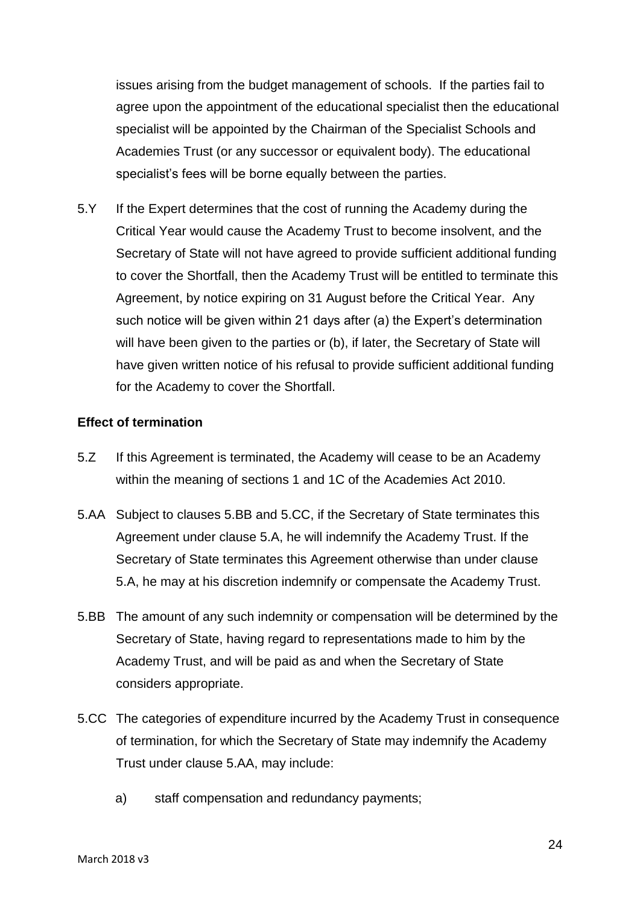issues arising from the budget management of schools. If the parties fail to agree upon the appointment of the educational specialist then the educational specialist will be appointed by the Chairman of the Specialist Schools and Academies Trust (or any successor or equivalent body). The educational specialist's fees will be borne equally between the parties.

5.Y If the Expert determines that the cost of running the Academy during the Critical Year would cause the Academy Trust to become insolvent, and the Secretary of State will not have agreed to provide sufficient additional funding to cover the Shortfall, then the Academy Trust will be entitled to terminate this Agreement, by notice expiring on 31 August before the Critical Year. Any such notice will be given within 21 days after (a) the Expert's determination will have been given to the parties or (b), if later, the Secretary of State will have given written notice of his refusal to provide sufficient additional funding for the Academy to cover the Shortfall.

**Effect of termination**

5.Z If this Agreement is terminated, the Academy will cease to be an Academy within the meaning of sections 1 and 1C of the Academies Act 2010.

5.AA Subject to clauses 5.BB and 5.CC, if the Secretary of State terminates this Agreement under clause 5.A, he will indemnify the Academy Trust. If the Secretary of State terminates this Agreement otherwise than under clause 5.A, he may at his discretion indemnify or compensate the Academy Trust.

5.BB The amount of any such indemnity or compensation will be determined by the Secretary of State, having regard to representations made to him by the Academy Trust, and will be paid as and when the Secretary of State considers appropriate.

5.CC The categories of expenditure incurred by the Academy Trust in consequence of termination, for which the Secretary of State may indemnify the Academy Trust under clause 5.AA, may include:

a) staff compensation and redundancy payments;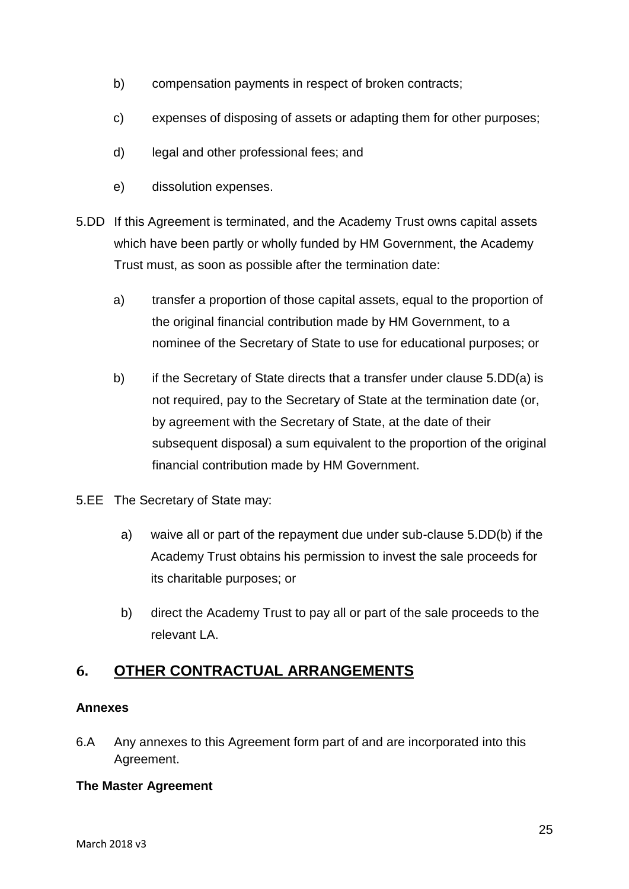b) compensation payments in respect of broken contracts;

c) expenses of disposing of assets or adapting them for other purposes;

d) legal and other professional fees; and

e) dissolution expenses.

5.DD If this Agreement is terminated, and the Academy Trust owns capital assets which have been partly or wholly funded by HM Government, the Academy Trust must, as soon as possible after the termination date:

a) transfer a proportion of those capital assets, equal to the proportion of the original financial contribution made by HM Government, to a nominee of the Secretary of State to use for educational purposes; or

b) if the Secretary of State directs that a transfer under clause 5.DD(a) is not required, pay to the Secretary of State at the termination date (or, by agreement with the Secretary of State, at the date of their subsequent disposal) a sum equivalent to the proportion of the original financial contribution made by HM Government.

5.EE The Secretary of State may:

a) waive all or part of the repayment due under sub-clause 5.DD(b) if the Academy Trust obtains his permission to invest the sale proceeds for its charitable purposes; or

b) direct the Academy Trust to pay all or part of the sale proceeds to the relevant LA.

## 6. OTHER CONTRACTUAL ARRANGEMENTS

**Annexes**

6.A Any annexes to this Agreement form part of and are incorporated into this Agreement.

**The Master Agreement**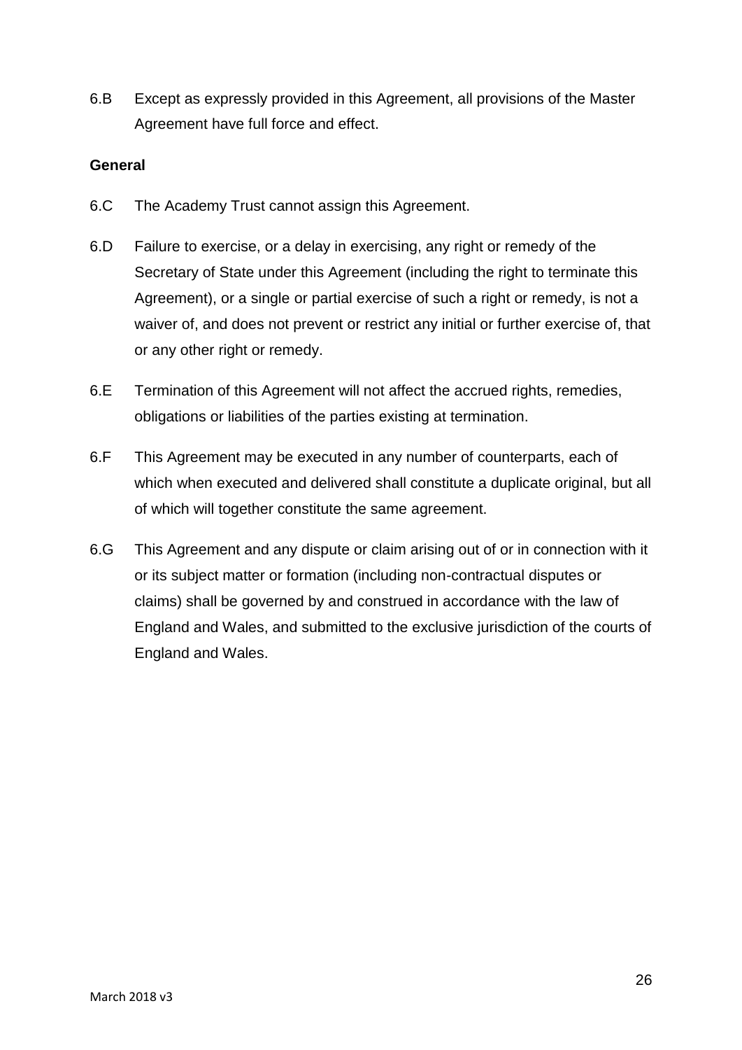6.B Except as expressly provided in this Agreement, all provisions of the Master Agreement have full force and effect.

**General**

6.C The Academy Trust cannot assign this Agreement.

6.D Failure to exercise, or a delay in exercising, any right or remedy of the Secretary of State under this Agreement (including the right to terminate this Agreement), or a single or partial exercise of such a right or remedy, is not a waiver of, and does not prevent or restrict any initial or further exercise of, that or any other right or remedy.

6.E Termination of this Agreement will not affect the accrued rights, remedies, obligations or liabilities of the parties existing at termination.

6.F This Agreement may be executed in any number of counterparts, each of which when executed and delivered shall constitute a duplicate original, but all of which will together constitute the same agreement.

6.G This Agreement and any dispute or claim arising out of or in connection with it or its subject matter or formation (including non-contractual disputes or claims) shall be governed by and construed in accordance with the law of England and Wales, and submitted to the exclusive jurisdiction of the courts of England and Wales.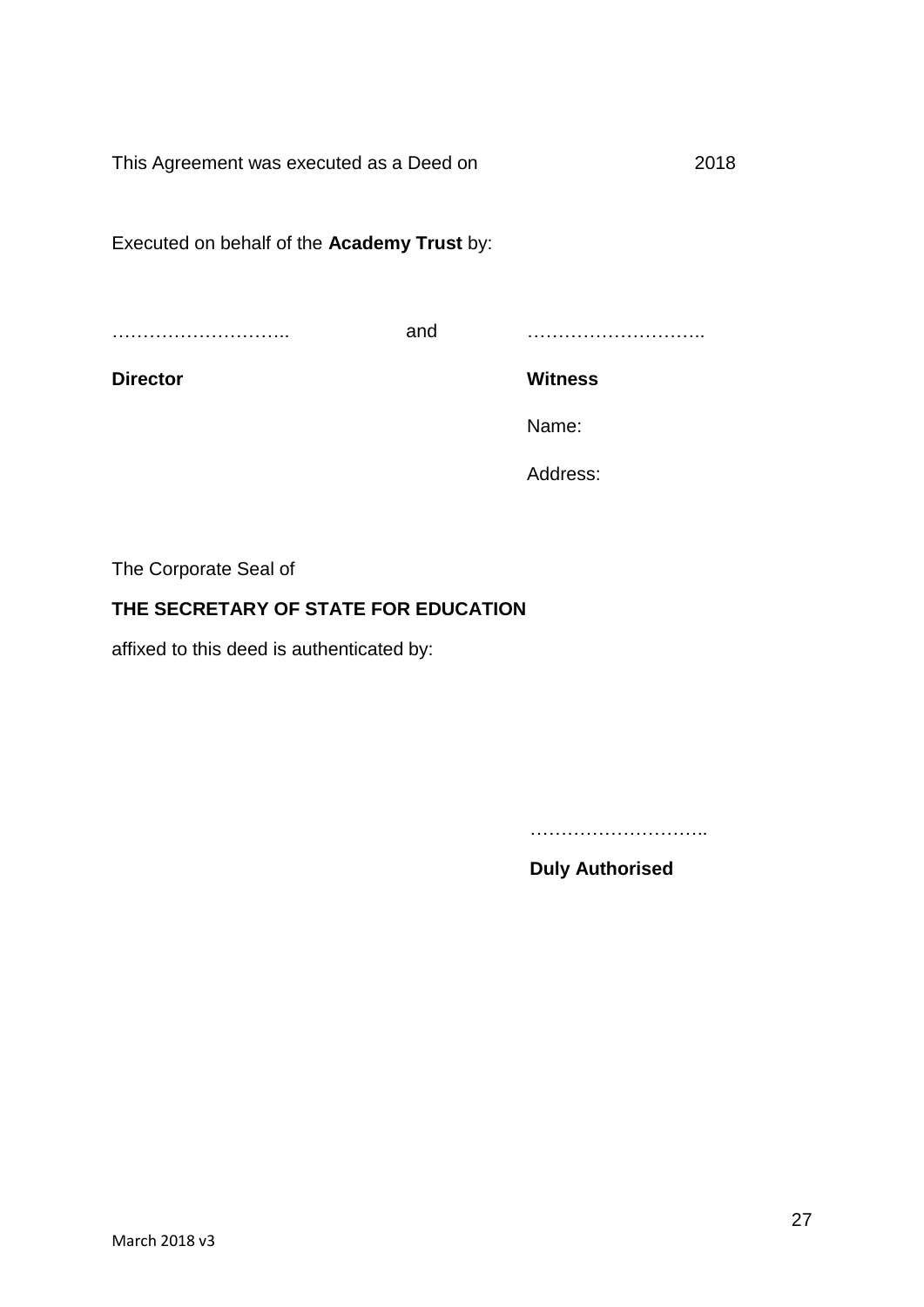This Agreement was executed as a Deed on 2018

Executed on behalf of the **Academy Trust** by:

……………………….. and ………………………..

**Director** **Witness**

Name:

Address:

The Corporate Seal of

**THE SECRETARY OF STATE FOR EDUCATION**

affixed to this deed is authenticated by:

………………………..

**Duly Authorised**

March 2018 v3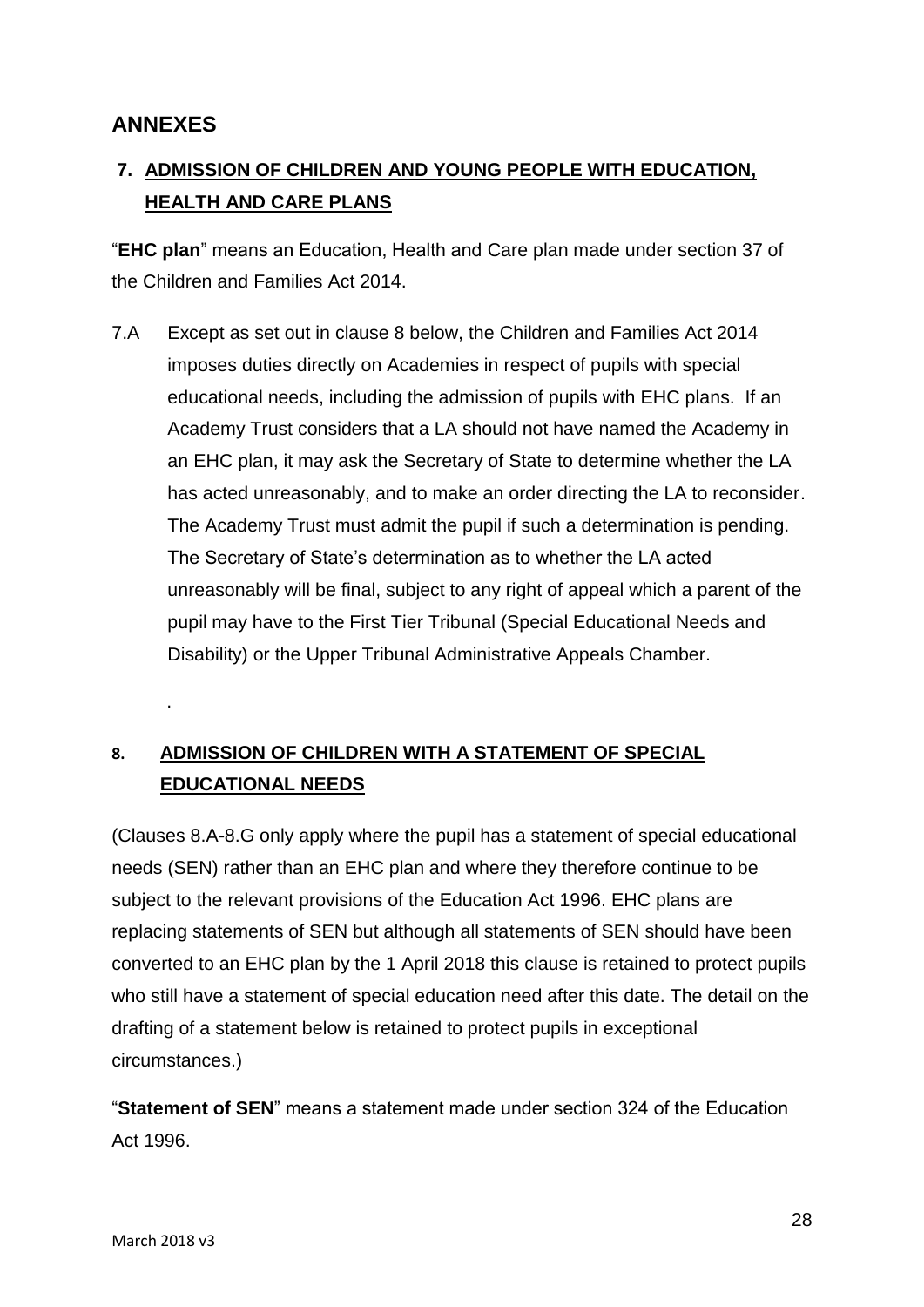## ANNEXES

### 7. ADMISSION OF CHILDREN AND YOUNG PEOPLE WITH EDUCATION, HEALTH AND CARE PLANS

"**EHC plan**" means an Education, Health and Care plan made under section 37 of the Children and Families Act 2014.

7.A Except as set out in clause 8 below, the Children and Families Act 2014 imposes duties directly on Academies in respect of pupils with special educational needs, including the admission of pupils with EHC plans. If an Academy Trust considers that a LA should not have named the Academy in an EHC plan, it may ask the Secretary of State to determine whether the LA has acted unreasonably, and to make an order directing the LA to reconsider. The Academy Trust must admit the pupil if such a determination is pending. The Secretary of State's determination as to whether the LA acted unreasonably will be final, subject to any right of appeal which a parent of the pupil may have to the First Tier Tribunal (Special Educational Needs and Disability) or the Upper Tribunal Administrative Appeals Chamber.

.

### 8. ADMISSION OF CHILDREN WITH A STATEMENT OF SPECIAL EDUCATIONAL NEEDS

(Clauses 8.A-8.G only apply where the pupil has a statement of special educational needs (SEN) rather than an EHC plan and where they therefore continue to be subject to the relevant provisions of the Education Act 1996. EHC plans are replacing statements of SEN but although all statements of SEN should have been converted to an EHC plan by the 1 April 2018 this clause is retained to protect pupils who still have a statement of special education need after this date. The detail on the drafting of a statement below is retained to protect pupils in exceptional circumstances.)

"**Statement of SEN**" means a statement made under section 324 of the Education Act 1996.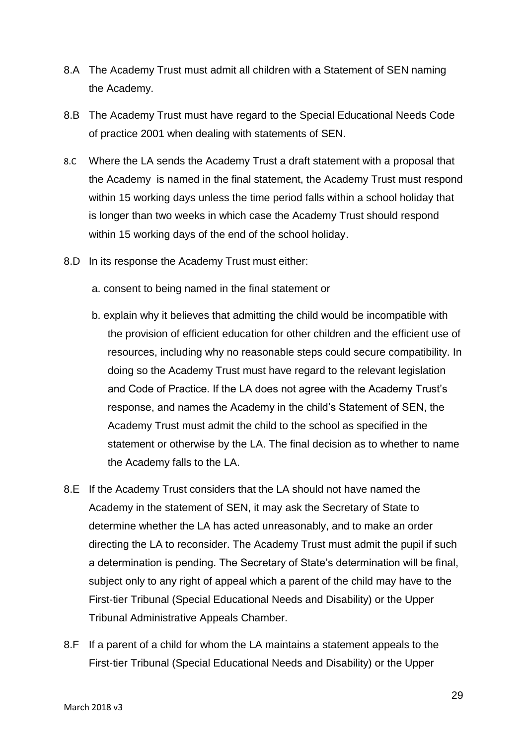8.A The Academy Trust must admit all children with a Statement of SEN naming the Academy.

8.B The Academy Trust must have regard to the Special Educational Needs Code of practice 2001 when dealing with statements of SEN.

8.C Where the LA sends the Academy Trust a draft statement with a proposal that the Academy is named in the final statement, the Academy Trust must respond within 15 working days unless the time period falls within a school holiday that is longer than two weeks in which case the Academy Trust should respond within 15 working days of the end of the school holiday.

8.D In its response the Academy Trust must either:

a. consent to being named in the final statement or

b. explain why it believes that admitting the child would be incompatible with the provision of efficient education for other children and the efficient use of resources, including why no reasonable steps could secure compatibility. In doing so the Academy Trust must have regard to the relevant legislation and Code of Practice. If the LA does not agree with the Academy Trust's response, and names the Academy in the child's Statement of SEN, the Academy Trust must admit the child to the school as specified in the statement or otherwise by the LA. The final decision as to whether to name the Academy falls to the LA.

8.E If the Academy Trust considers that the LA should not have named the Academy in the statement of SEN, it may ask the Secretary of State to determine whether the LA has acted unreasonably, and to make an order directing the LA to reconsider. The Academy Trust must admit the pupil if such a determination is pending. The Secretary of State's determination will be final, subject only to any right of appeal which a parent of the child may have to the First-tier Tribunal (Special Educational Needs and Disability) or the Upper Tribunal Administrative Appeals Chamber.

8.F If a parent of a child for whom the LA maintains a statement appeals to the First-tier Tribunal (Special Educational Needs and Disability) or the Upper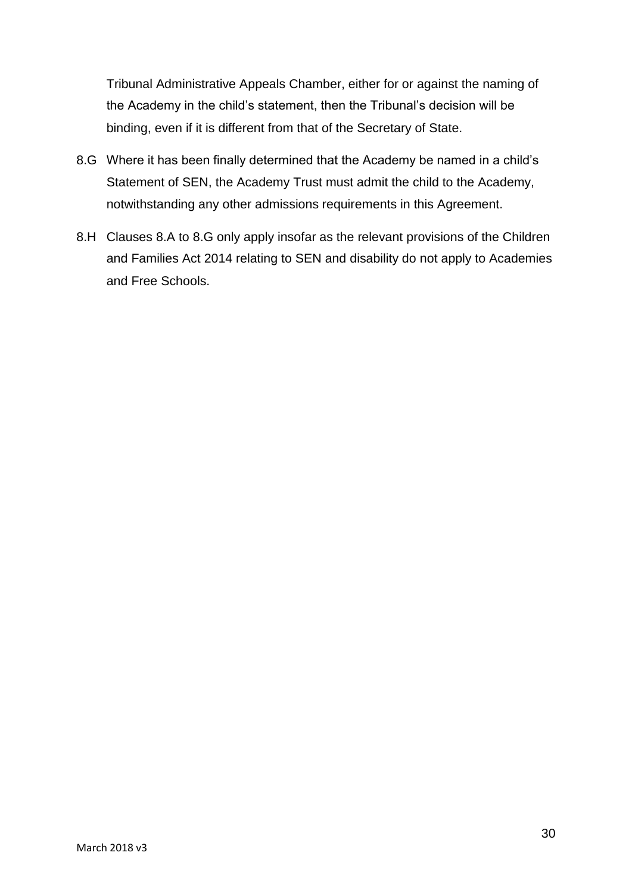Tribunal Administrative Appeals Chamber, either for or against the naming of the Academy in the child's statement, then the Tribunal's decision will be binding, even if it is different from that of the Secretary of State.

8.G Where it has been finally determined that the Academy be named in a child's Statement of SEN, the Academy Trust must admit the child to the Academy, notwithstanding any other admissions requirements in this Agreement.

8.H Clauses 8.A to 8.G only apply insofar as the relevant provisions of the Children and Families Act 2014 relating to SEN and disability do not apply to Academies and Free Schools.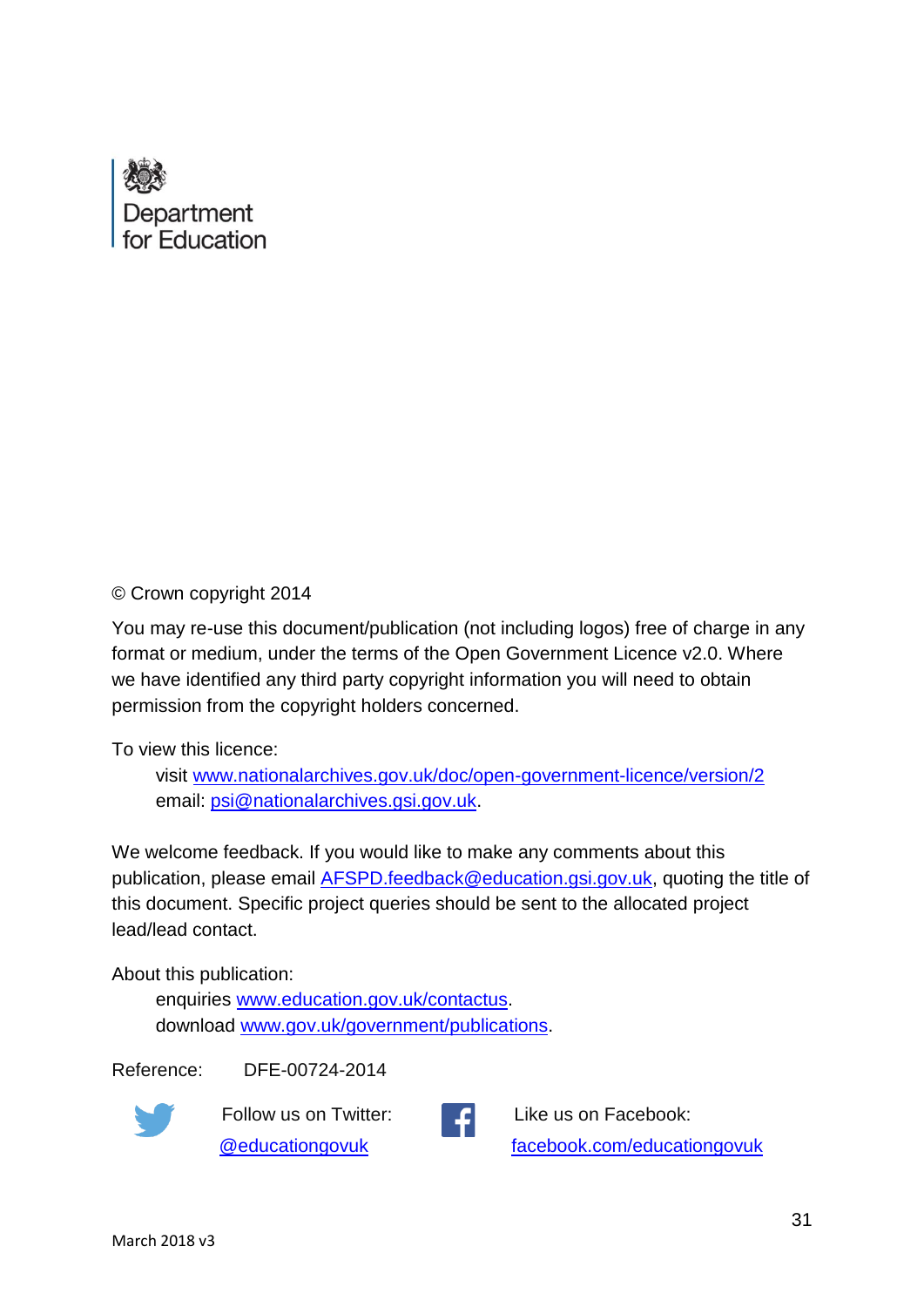Department for Education

© Crown copyright 2014

You may re-use this document/publication (not including logos) free of charge in any format or medium, under the terms of the Open Government Licence v2.0. Where we have identified any third party copyright information you will need to obtain permission from the copyright holders concerned.

To view this licence:
visit www.nationalarchives.gov.uk/doc/open-government-licence/version/2
email: psi@nationalarchives.gsi.gov.uk.

We welcome feedback. If you would like to make any comments about this publication, please email AFSPD.feedback@education.gsi.gov.uk, quoting the title of this document. Specific project queries should be sent to the allocated project lead/lead contact.

About this publication:
enquiries www.education.gov.uk/contactus.
download www.gov.uk/government/publications.

Reference: DFE-00724-2014

Follow us on Twitter: @educationgovuk

Like us on Facebook: facebook.com/educationgovuk

March 2018 v3